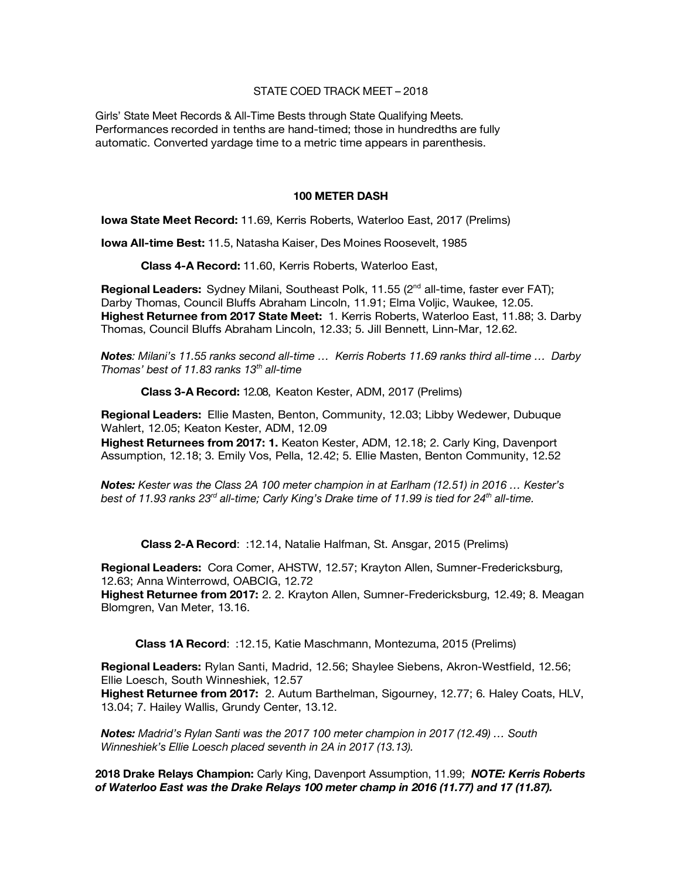STATE COED TRACK MEET – 2018

Girls' State Meet Records & All-Time Bests through State Qualifying Meets. Performances recorded in tenths are hand-timed; those in hundredths are fully automatic. Converted yardage time to a metric time appears in parenthesis.

## 100 METER DASH

**Iowa State Meet Record:** 11.69, Kerris Roberts, Waterloo East, 2017 (Prelims)

**Iowa All-time Best:** 11.5, Natasha Kaiser, Des Moines Roosevelt, 1985

**Class 4-A Record:** 11.60, Kerris Roberts, Waterloo East,

**Regional Leaders:** Sydney Milani, Southeast Polk, 11.55 (2nd all-time, faster ever FAT); Darby Thomas, Council Bluffs Abraham Lincoln, 11.91; Elma Voljic, Waukee, 12.05.
**Highest Returnee from 2017 State Meet:** 1. Kerris Roberts, Waterloo East, 11.88; 3. Darby Thomas, Council Bluffs Abraham Lincoln, 12.33; 5. Jill Bennett, Linn-Mar, 12.62.

***Notes**: Milani's 11.55 ranks second all-time … Kerris Roberts 11.69 ranks third all-time … Darby Thomas' best of 11.83 ranks 13th all-time*

**Class 3-A Record:** 12.08, Keaton Kester, ADM, 2017 (Prelims)

**Regional Leaders:** Ellie Masten, Benton, Community, 12.03; Libby Wedewer, Dubuque Wahlert, 12.05; Keaton Kester, ADM, 12.09
**Highest Returnees from 2017: 1.** Keaton Kester, ADM, 12.18; 2. Carly King, Davenport Assumption, 12.18; 3. Emily Vos, Pella, 12.42; 5. Ellie Masten, Benton Community, 12.52

***Notes:** Kester was the Class 2A 100 meter champion in at Earlham (12.51) in 2016 … Kester's best of 11.93 ranks 23rd all-time; Carly King's Drake time of 11.99 is tied for 24th all-time.*

**Class 2-A Record**: :12.14, Natalie Halfman, St. Ansgar, 2015 (Prelims)

**Regional Leaders:** Cora Comer, AHSTW, 12.57; Krayton Allen, Sumner-Fredericksburg, 12.63; Anna Winterrowd, OABCIG, 12.72
**Highest Returnee from 2017:** 2. 2. Krayton Allen, Sumner-Fredericksburg, 12.49; 8. Meagan Blomgren, Van Meter, 13.16.

**Class 1A Record**: :12.15, Katie Maschmann, Montezuma, 2015 (Prelims)

**Regional Leaders:** Rylan Santi, Madrid, 12.56; Shaylee Siebens, Akron-Westfield, 12.56; Ellie Loesch, South Winneshiek, 12.57
**Highest Returnee from 2017:** 2. Autum Barthelman, Sigourney, 12.77; 6. Haley Coats, HLV, 13.04; 7. Hailey Wallis, Grundy Center, 13.12.

***Notes:** Madrid's Rylan Santi was the 2017 100 meter champion in 2017 (12.49) … South Winneshiek's Ellie Loesch placed seventh in 2A in 2017 (13.13).*

**2018 Drake Relays Champion:** Carly King, Davenport Assumption, 11.99; ***NOTE: Kerris Roberts of Waterloo East was the Drake Relays 100 meter champ in 2016 (11.77) and 17 (11.87).***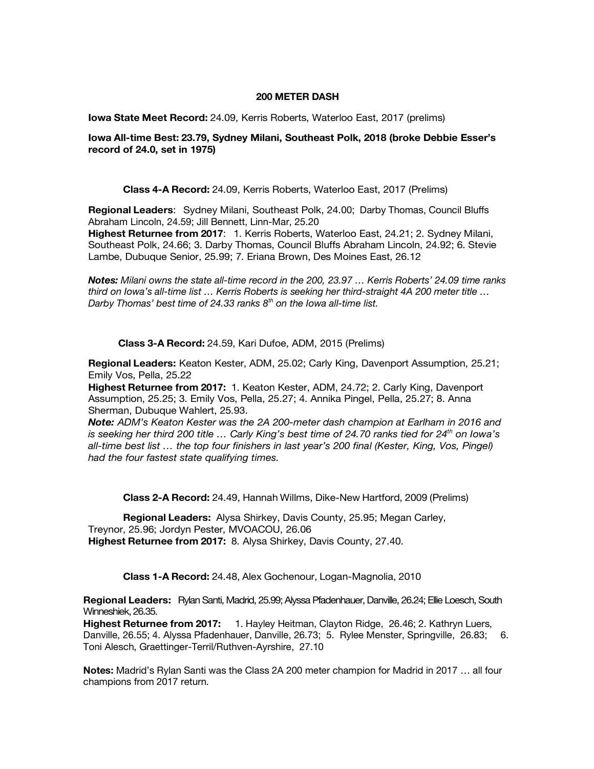## 200 METER DASH

**Iowa State Meet Record:** 24.09, Kerris Roberts, Waterloo East, 2017 (prelims)

**Iowa All-time Best: 23.79, Sydney Milani, Southeast Polk, 2018 (broke Debbie Esser's record of 24.0, set in 1975)**

### Class 4-A Record: 24.09, Kerris Roberts, Waterloo East, 2017 (Prelims)

**Regional Leaders**: Sydney Milani, Southeast Polk, 24.00; Darby Thomas, Council Bluffs Abraham Lincoln, 24.59; Jill Bennett, Linn-Mar, 25.20
**Highest Returnee from 2017**: 1. Kerris Roberts, Waterloo East, 24.21; 2. Sydney Milani, Southeast Polk, 24.66; 3. Darby Thomas, Council Bluffs Abraham Lincoln, 24.92; 6. Stevie Lambe, Dubuque Senior, 25.99; 7. Eriana Brown, Des Moines East, 26.12

***Notes:*** *Milani owns the state all-time record in the 200, 23.97 … Kerris Roberts' 24.09 time ranks third on Iowa's all-time list … Kerris Roberts is seeking her third-straight 4A 200 meter title … Darby Thomas' best time of 24.33 ranks 8th on the Iowa all-time list.*

### Class 3-A Record: 24.59, Kari Dufoe, ADM, 2015 (Prelims)

**Regional Leaders:** Keaton Kester, ADM, 25.02; Carly King, Davenport Assumption, 25.21; Emily Vos, Pella, 25.22
**Highest Returnee from 2017:** 1. Keaton Kester, ADM, 24.72; 2. Carly King, Davenport Assumption, 25.25; 3. Emily Vos, Pella, 25.27; 4. Annika Pingel, Pella, 25.27; 8. Anna Sherman, Dubuque Wahlert, 25.93.
***Note:*** *ADM's Keaton Kester was the 2A 200-meter dash champion at Earlham in 2016 and is seeking her third 200 title … Carly King's best time of 24.70 ranks tied for 24th on Iowa's all-time best list … the top four finishers in last year's 200 final (Kester, King, Vos, Pingel) had the four fastest state qualifying times.*

### Class 2-A Record: 24.49, Hannah Willms, Dike-New Hartford, 2009 (Prelims)

**Regional Leaders:** Alysa Shirkey, Davis County, 25.95; Megan Carley, Treynor, 25.96; Jordyn Pester, MVOACOU, 26.06
**Highest Returnee from 2017:** 8. Alysa Shirkey, Davis County, 27.40.

### Class 1-A Record: 24.48, Alex Gochenour, Logan-Magnolia, 2010

**Regional Leaders:** Rylan Santi, Madrid, 25.99; Alyssa Pfadenhauer, Danville, 26.24; Ellie Loesch, South Winneshiek, 26.35.
**Highest Returnee from 2017:** 1. Hayley Heitman, Clayton Ridge, 26.46; 2. Kathryn Luers, Danville, 26.55; 4. Alyssa Pfadenhauer, Danville, 26.73; 5. Rylee Menster, Springville, 26.83; 6. Toni Alesch, Graettinger-Terril/Ruthven-Ayrshire, 27.10

**Notes:** Madrid's Rylan Santi was the Class 2A 200 meter champion for Madrid in 2017 … all four champions from 2017 return.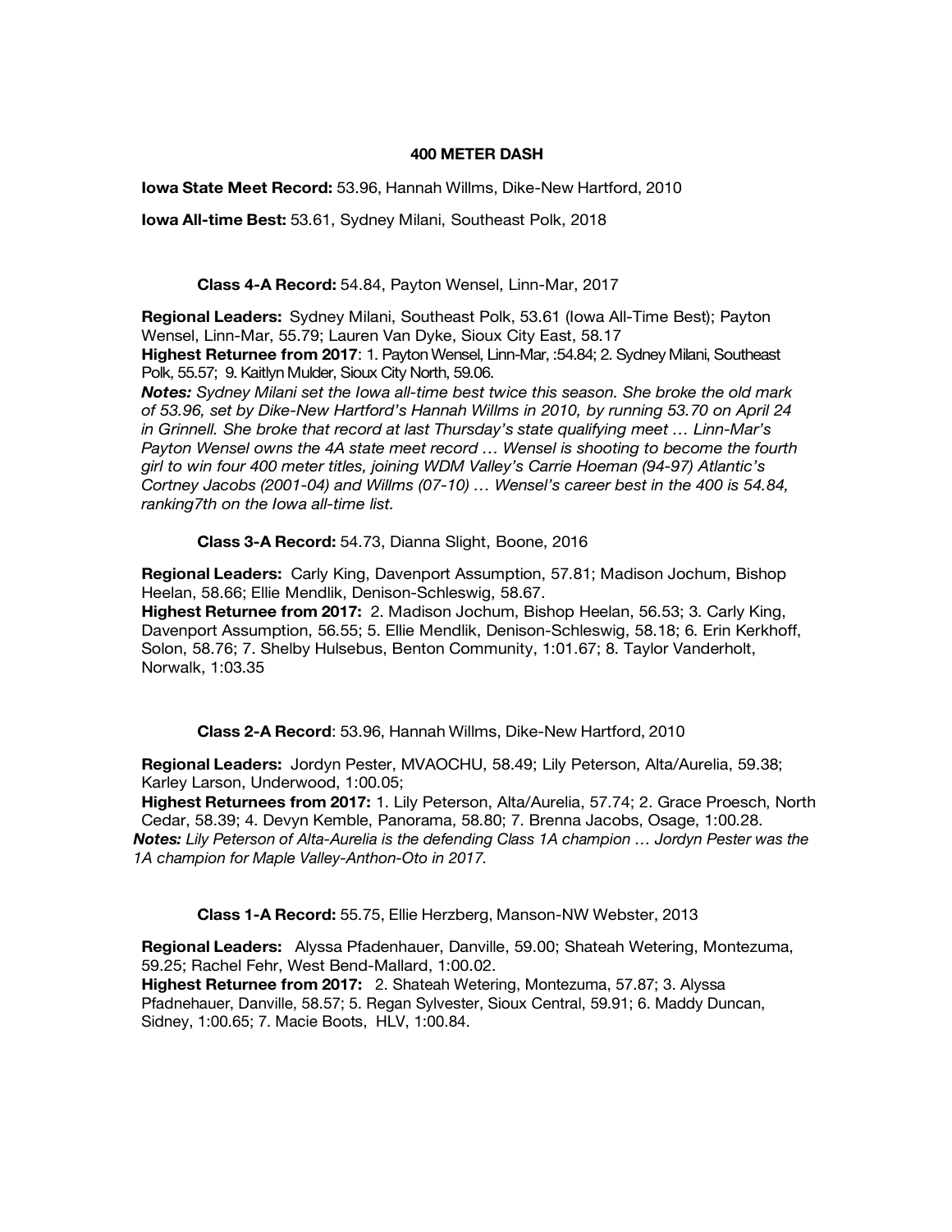# 400 METER DASH

**Iowa State Meet Record:** 53.96, Hannah Willms, Dike-New Hartford, 2010

**Iowa All-time Best:** 53.61, Sydney Milani, Southeast Polk, 2018

## Class 4-A Record: 54.84, Payton Wensel, Linn-Mar, 2017

**Regional Leaders:** Sydney Milani, Southeast Polk, 53.61 (Iowa All-Time Best); Payton Wensel, Linn-Mar, 55.79; Lauren Van Dyke, Sioux City East, 58.17

**Highest Returnee from 2017**: 1. Payton Wensel, Linn-Mar, :54.84; 2. Sydney Milani, Southeast Polk, 55.57; 9. Kaitlyn Mulder, Sioux City North, 59.06.

***Notes:*** *Sydney Milani set the Iowa all-time best twice this season. She broke the old mark of 53.96, set by Dike-New Hartford's Hannah Willms in 2010, by running 53.70 on April 24 in Grinnell. She broke that record at last Thursday's state qualifying meet … Linn-Mar's Payton Wensel owns the 4A state meet record … Wensel is shooting to become the fourth girl to win four 400 meter titles, joining WDM Valley's Carrie Hoeman (94-97) Atlantic's Cortney Jacobs (2001-04) and Willms (07-10) … Wensel's career best in the 400 is 54.84, ranking7th on the Iowa all-time list.*

## Class 3-A Record: 54.73, Dianna Slight, Boone, 2016

**Regional Leaders:** Carly King, Davenport Assumption, 57.81; Madison Jochum, Bishop Heelan, 58.66; Ellie Mendlik, Denison-Schleswig, 58.67.

**Highest Returnee from 2017:** 2. Madison Jochum, Bishop Heelan, 56.53; 3. Carly King, Davenport Assumption, 56.55; 5. Ellie Mendlik, Denison-Schleswig, 58.18; 6. Erin Kerkhoff, Solon, 58.76; 7. Shelby Hulsebus, Benton Community, 1:01.67; 8. Taylor Vanderholt, Norwalk, 1:03.35

## Class 2-A Record: 53.96, Hannah Willms, Dike-New Hartford, 2010

**Regional Leaders:** Jordyn Pester, MVAOCHU, 58.49; Lily Peterson, Alta/Aurelia, 59.38; Karley Larson, Underwood, 1:00.05;

**Highest Returnees from 2017:** 1. Lily Peterson, Alta/Aurelia, 57.74; 2. Grace Proesch, North Cedar, 58.39; 4. Devyn Kemble, Panorama, 58.80; 7. Brenna Jacobs, Osage, 1:00.28.

***Notes:*** *Lily Peterson of Alta-Aurelia is the defending Class 1A champion … Jordyn Pester was the 1A champion for Maple Valley-Anthon-Oto in 2017.*

## Class 1-A Record: 55.75, Ellie Herzberg, Manson-NW Webster, 2013

**Regional Leaders:** Alyssa Pfadenhauer, Danville, 59.00; Shateah Wetering, Montezuma, 59.25; Rachel Fehr, West Bend-Mallard, 1:00.02.

**Highest Returnee from 2017:** 2. Shateah Wetering, Montezuma, 57.87; 3. Alyssa Pfadnehauer, Danville, 58.57; 5. Regan Sylvester, Sioux Central, 59.91; 6. Maddy Duncan, Sidney, 1:00.65; 7. Macie Boots, HLV, 1:00.84.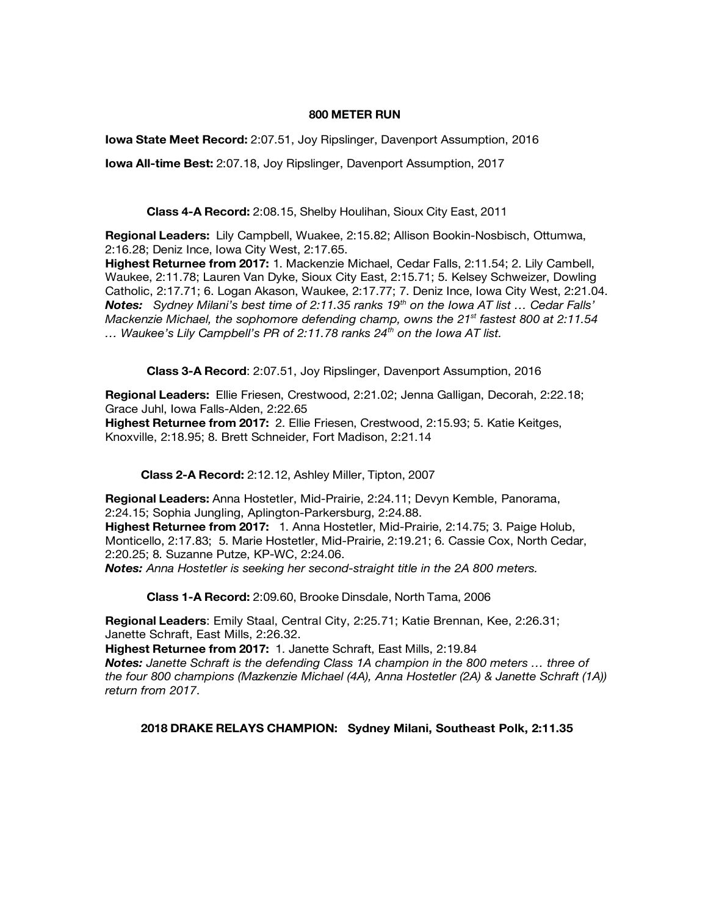## 800 METER RUN

**Iowa State Meet Record:** 2:07.51, Joy Ripslinger, Davenport Assumption, 2016

**Iowa All-time Best:** 2:07.18, Joy Ripslinger, Davenport Assumption, 2017

### Class 4-A Record: 2:08.15, Shelby Houlihan, Sioux City East, 2011

**Regional Leaders:** Lily Campbell, Wuakee, 2:15.82; Allison Bookin-Nosbisch, Ottumwa, 2:16.28; Deniz Ince, Iowa City West, 2:17.65.
**Highest Returnee from 2017:** 1. Mackenzie Michael, Cedar Falls, 2:11.54; 2. Lily Cambell, Waukee, 2:11.78; Lauren Van Dyke, Sioux City East, 2:15.71; 5. Kelsey Schweizer, Dowling Catholic, 2:17.71; 6. Logan Akason, Waukee, 2:17.77; 7. Deniz Ince, Iowa City West, 2:21.04.
***Notes:*** *Sydney Milani's best time of 2:11.35 ranks 19th on the Iowa AT list … Cedar Falls' Mackenzie Michael, the sophomore defending champ, owns the 21st fastest 800 at 2:11.54 … Waukee's Lily Campbell's PR of 2:11.78 ranks 24th on the Iowa AT list.*

### Class 3-A Record: 2:07.51, Joy Ripslinger, Davenport Assumption, 2016

**Regional Leaders:** Ellie Friesen, Crestwood, 2:21.02; Jenna Galligan, Decorah, 2:22.18; Grace Juhl, Iowa Falls-Alden, 2:22.65
**Highest Returnee from 2017:** 2. Ellie Friesen, Crestwood, 2:15.93; 5. Katie Keitges, Knoxville, 2:18.95; 8. Brett Schneider, Fort Madison, 2:21.14

### Class 2-A Record: 2:12.12, Ashley Miller, Tipton, 2007

**Regional Leaders:** Anna Hostetler, Mid-Prairie, 2:24.11; Devyn Kemble, Panorama, 2:24.15; Sophia Jungling, Aplington-Parkersburg, 2:24.88.
**Highest Returnee from 2017:** 1. Anna Hostetler, Mid-Prairie, 2:14.75; 3. Paige Holub, Monticello, 2:17.83; 5. Marie Hostetler, Mid-Prairie, 2:19.21; 6. Cassie Cox, North Cedar, 2:20.25; 8. Suzanne Putze, KP-WC, 2:24.06.
***Notes:*** *Anna Hostetler is seeking her second-straight title in the 2A 800 meters.*

### Class 1-A Record: 2:09.60, Brooke Dinsdale, North Tama, 2006

**Regional Leaders**: Emily Staal, Central City, 2:25.71; Katie Brennan, Kee, 2:26.31; Janette Schraft, East Mills, 2:26.32.
**Highest Returnee from 2017:** 1. Janette Schraft, East Mills, 2:19.84
***Notes:*** *Janette Schraft is the defending Class 1A champion in the 800 meters … three of the four 800 champions (Mazkenzie Michael (4A), Anna Hostetler (2A) & Janette Schraft (1A)) return from 2017*.

**2018 DRAKE RELAYS CHAMPION: Sydney Milani, Southeast Polk, 2:11.35**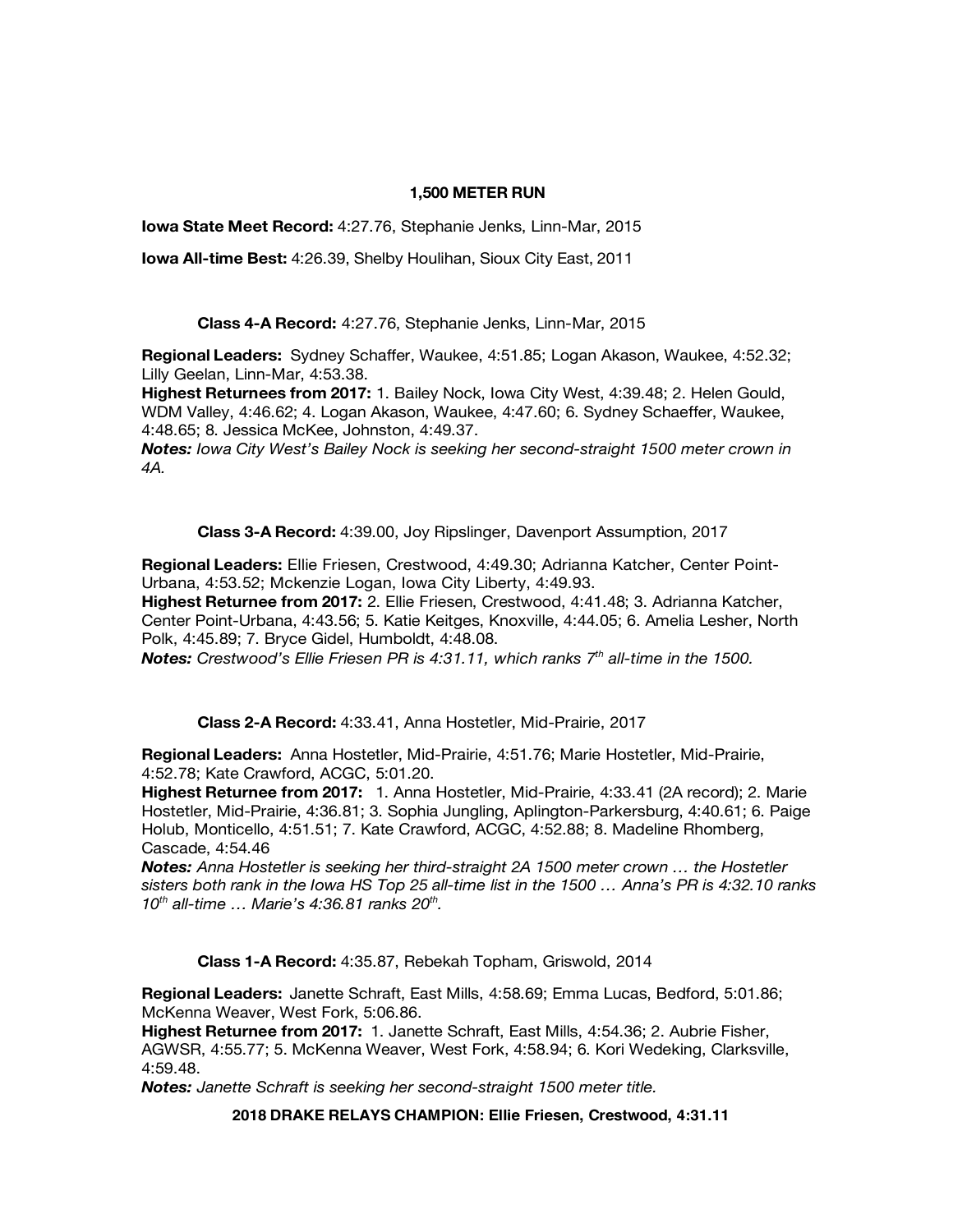## 1,500 METER RUN

**Iowa State Meet Record:** 4:27.76, Stephanie Jenks, Linn-Mar, 2015

**Iowa All-time Best:** 4:26.39, Shelby Houlihan, Sioux City East, 2011

### Class 4-A Record: 4:27.76, Stephanie Jenks, Linn-Mar, 2015

**Regional Leaders:** Sydney Schaffer, Waukee, 4:51.85; Logan Akason, Waukee, 4:52.32; Lilly Geelan, Linn-Mar, 4:53.38.
**Highest Returnees from 2017:** 1. Bailey Nock, Iowa City West, 4:39.48; 2. Helen Gould, WDM Valley, 4:46.62; 4. Logan Akason, Waukee, 4:47.60; 6. Sydney Schaeffer, Waukee, 4:48.65; 8. Jessica McKee, Johnston, 4:49.37.
***Notes:*** *Iowa City West's Bailey Nock is seeking her second-straight 1500 meter crown in 4A.*

### Class 3-A Record: 4:39.00, Joy Ripslinger, Davenport Assumption, 2017

**Regional Leaders:** Ellie Friesen, Crestwood, 4:49.30; Adrianna Katcher, Center Point-Urbana, 4:53.52; Mckenzie Logan, Iowa City Liberty, 4:49.93.
**Highest Returnee from 2017:** 2. Ellie Friesen, Crestwood, 4:41.48; 3. Adrianna Katcher, Center Point-Urbana, 4:43.56; 5. Katie Keitges, Knoxville, 4:44.05; 6. Amelia Lesher, North Polk, 4:45.89; 7. Bryce Gidel, Humboldt, 4:48.08.
***Notes:*** *Crestwood's Ellie Friesen PR is 4:31.11, which ranks 7th all-time in the 1500.*

### Class 2-A Record: 4:33.41, Anna Hostetler, Mid-Prairie, 2017

**Regional Leaders:** Anna Hostetler, Mid-Prairie, 4:51.76; Marie Hostetler, Mid-Prairie, 4:52.78; Kate Crawford, ACGC, 5:01.20.
**Highest Returnee from 2017:** 1. Anna Hostetler, Mid-Prairie, 4:33.41 (2A record); 2. Marie Hostetler, Mid-Prairie, 4:36.81; 3. Sophia Jungling, Aplington-Parkersburg, 4:40.61; 6. Paige Holub, Monticello, 4:51.51; 7. Kate Crawford, ACGC, 4:52.88; 8. Madeline Rhomberg, Cascade, 4:54.46
***Notes:*** *Anna Hostetler is seeking her third-straight 2A 1500 meter crown … the Hostetler sisters both rank in the Iowa HS Top 25 all-time list in the 1500 … Anna's PR is 4:32.10 ranks 10th all-time … Marie's 4:36.81 ranks 20th.*

### Class 1-A Record: 4:35.87, Rebekah Topham, Griswold, 2014

**Regional Leaders:** Janette Schraft, East Mills, 4:58.69; Emma Lucas, Bedford, 5:01.86; McKenna Weaver, West Fork, 5:06.86.
**Highest Returnee from 2017:** 1. Janette Schraft, East Mills, 4:54.36; 2. Aubrie Fisher, AGWSR, 4:55.77; 5. McKenna Weaver, West Fork, 4:58.94; 6. Kori Wedeking, Clarksville, 4:59.48.
***Notes:*** *Janette Schraft is seeking her second-straight 1500 meter title.*

**2018 DRAKE RELAYS CHAMPION: Ellie Friesen, Crestwood, 4:31.11**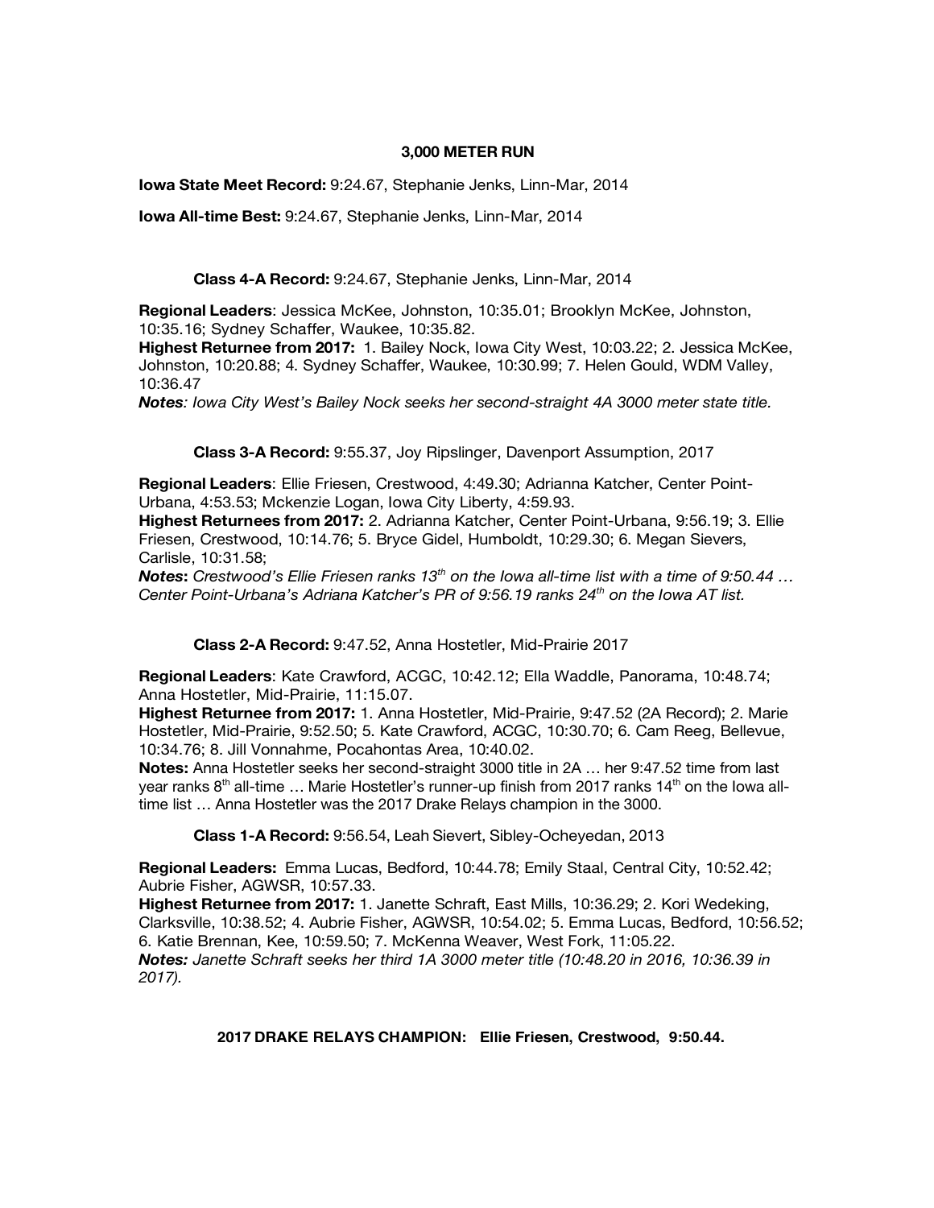## 3,000 METER RUN

**Iowa State Meet Record:** 9:24.67, Stephanie Jenks, Linn-Mar, 2014

**Iowa All-time Best:** 9:24.67, Stephanie Jenks, Linn-Mar, 2014

### Class 4-A Record: 9:24.67, Stephanie Jenks, Linn-Mar, 2014

**Regional Leaders**: Jessica McKee, Johnston, 10:35.01; Brooklyn McKee, Johnston, 10:35.16; Sydney Schaffer, Waukee, 10:35.82.
**Highest Returnee from 2017:** 1. Bailey Nock, Iowa City West, 10:03.22; 2. Jessica McKee, Johnston, 10:20.88; 4. Sydney Schaffer, Waukee, 10:30.99; 7. Helen Gould, WDM Valley, 10:36.47
***Notes**: Iowa City West's Bailey Nock seeks her second-straight 4A 3000 meter state title.*

### Class 3-A Record: 9:55.37, Joy Ripslinger, Davenport Assumption, 2017

**Regional Leaders**: Ellie Friesen, Crestwood, 4:49.30; Adrianna Katcher, Center Point-Urbana, 4:53.53; Mckenzie Logan, Iowa City Liberty, 4:59.93.
**Highest Returnees from 2017:** 2. Adrianna Katcher, Center Point-Urbana, 9:56.19; 3. Ellie Friesen, Crestwood, 10:14.76; 5. Bryce Gidel, Humboldt, 10:29.30; 6. Megan Sievers, Carlisle, 10:31.58;
***Notes**: Crestwood's Ellie Friesen ranks 13th on the Iowa all-time list with a time of 9:50.44 … Center Point-Urbana's Adriana Katcher's PR of 9:56.19 ranks 24th on the Iowa AT list.*

### Class 2-A Record: 9:47.52, Anna Hostetler, Mid-Prairie 2017

**Regional Leaders**: Kate Crawford, ACGC, 10:42.12; Ella Waddle, Panorama, 10:48.74; Anna Hostetler, Mid-Prairie, 11:15.07.
**Highest Returnee from 2017:** 1. Anna Hostetler, Mid-Prairie, 9:47.52 (2A Record); 2. Marie Hostetler, Mid-Prairie, 9:52.50; 5. Kate Crawford, ACGC, 10:30.70; 6. Cam Reeg, Bellevue, 10:34.76; 8. Jill Vonnahme, Pocahontas Area, 10:40.02.
**Notes:** Anna Hostetler seeks her second-straight 3000 title in 2A … her 9:47.52 time from last year ranks 8th all-time … Marie Hostetler's runner-up finish from 2017 ranks 14th on the Iowa all-time list … Anna Hostetler was the 2017 Drake Relays champion in the 3000.

### Class 1-A Record: 9:56.54, Leah Sievert, Sibley-Ocheyedan, 2013

**Regional Leaders:** Emma Lucas, Bedford, 10:44.78; Emily Staal, Central City, 10:52.42; Aubrie Fisher, AGWSR, 10:57.33.
**Highest Returnee from 2017:** 1. Janette Schraft, East Mills, 10:36.29; 2. Kori Wedeking, Clarksville, 10:38.52; 4. Aubrie Fisher, AGWSR, 10:54.02; 5. Emma Lucas, Bedford, 10:56.52; 6. Katie Brennan, Kee, 10:59.50; 7. McKenna Weaver, West Fork, 11:05.22.
***Notes:** Janette Schraft seeks her third 1A 3000 meter title (10:48.20 in 2016, 10:36.39 in 2017).*

**2017 DRAKE RELAYS CHAMPION: Ellie Friesen, Crestwood, 9:50.44.**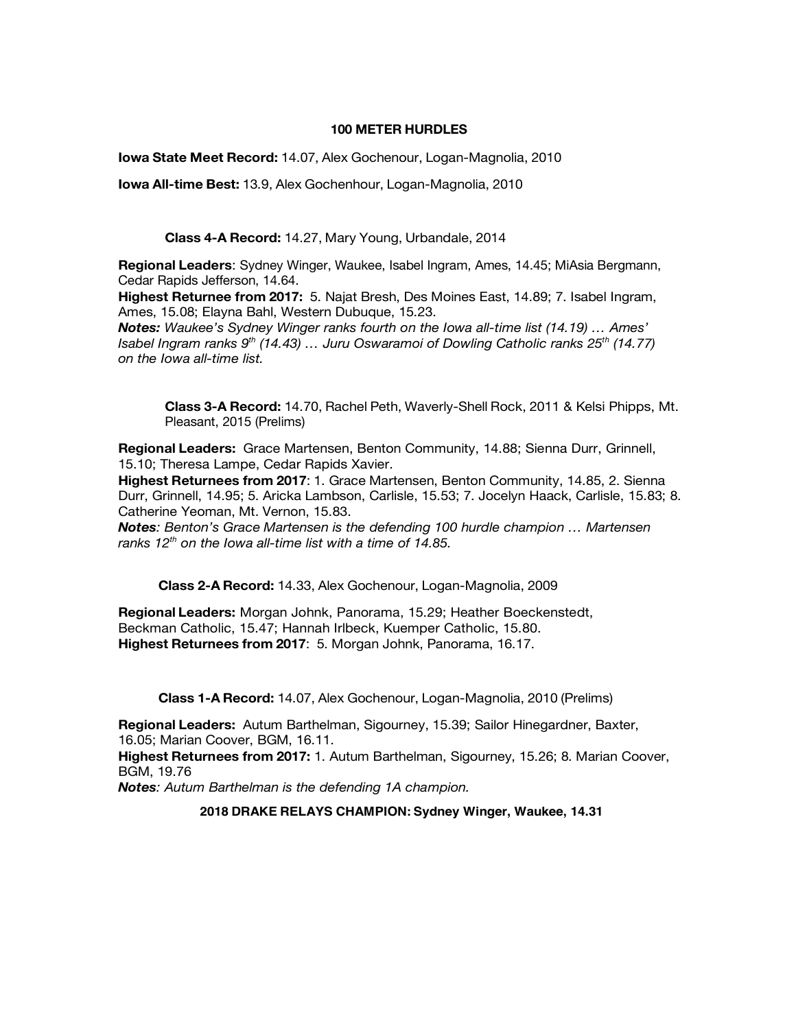## 100 METER HURDLES

**Iowa State Meet Record:** 14.07, Alex Gochenour, Logan-Magnolia, 2010

**Iowa All-time Best:** 13.9, Alex Gochenhour, Logan-Magnolia, 2010

### Class 4-A Record: 14.27, Mary Young, Urbandale, 2014

**Regional Leaders**: Sydney Winger, Waukee, Isabel Ingram, Ames, 14.45; MiAsia Bergmann, Cedar Rapids Jefferson, 14.64.

**Highest Returnee from 2017:** 5. Najat Bresh, Des Moines East, 14.89; 7. Isabel Ingram, Ames, 15.08; Elayna Bahl, Western Dubuque, 15.23.

***Notes:*** *Waukee's Sydney Winger ranks fourth on the Iowa all-time list (14.19) … Ames' Isabel Ingram ranks 9th (14.43) … Juru Oswaramoi of Dowling Catholic ranks 25th (14.77) on the Iowa all-time list.*

### Class 3-A Record: 14.70, Rachel Peth, Waverly-Shell Rock, 2011 & Kelsi Phipps, Mt. Pleasant, 2015 (Prelims)

**Regional Leaders:** Grace Martensen, Benton Community, 14.88; Sienna Durr, Grinnell, 15.10; Theresa Lampe, Cedar Rapids Xavier.

**Highest Returnees from 2017**: 1. Grace Martensen, Benton Community, 14.85, 2. Sienna Durr, Grinnell, 14.95; 5. Aricka Lambson, Carlisle, 15.53; 7. Jocelyn Haack, Carlisle, 15.83; 8. Catherine Yeoman, Mt. Vernon, 15.83.

***Notes***: *Benton's Grace Martensen is the defending 100 hurdle champion … Martensen ranks 12th on the Iowa all-time list with a time of 14.85.*

### Class 2-A Record: 14.33, Alex Gochenour, Logan-Magnolia, 2009

**Regional Leaders:** Morgan Johnk, Panorama, 15.29; Heather Boeckenstedt, Beckman Catholic, 15.47; Hannah Irlbeck, Kuemper Catholic, 15.80.

**Highest Returnees from 2017**: 5. Morgan Johnk, Panorama, 16.17.

### Class 1-A Record: 14.07, Alex Gochenour, Logan-Magnolia, 2010 (Prelims)

**Regional Leaders:** Autum Barthelman, Sigourney, 15.39; Sailor Hinegardner, Baxter, 16.05; Marian Coover, BGM, 16.11.

**Highest Returnees from 2017:** 1. Autum Barthelman, Sigourney, 15.26; 8. Marian Coover, BGM, 19.76

***Notes***: *Autum Barthelman is the defending 1A champion.*

**2018 DRAKE RELAYS CHAMPION: Sydney Winger, Waukee, 14.31**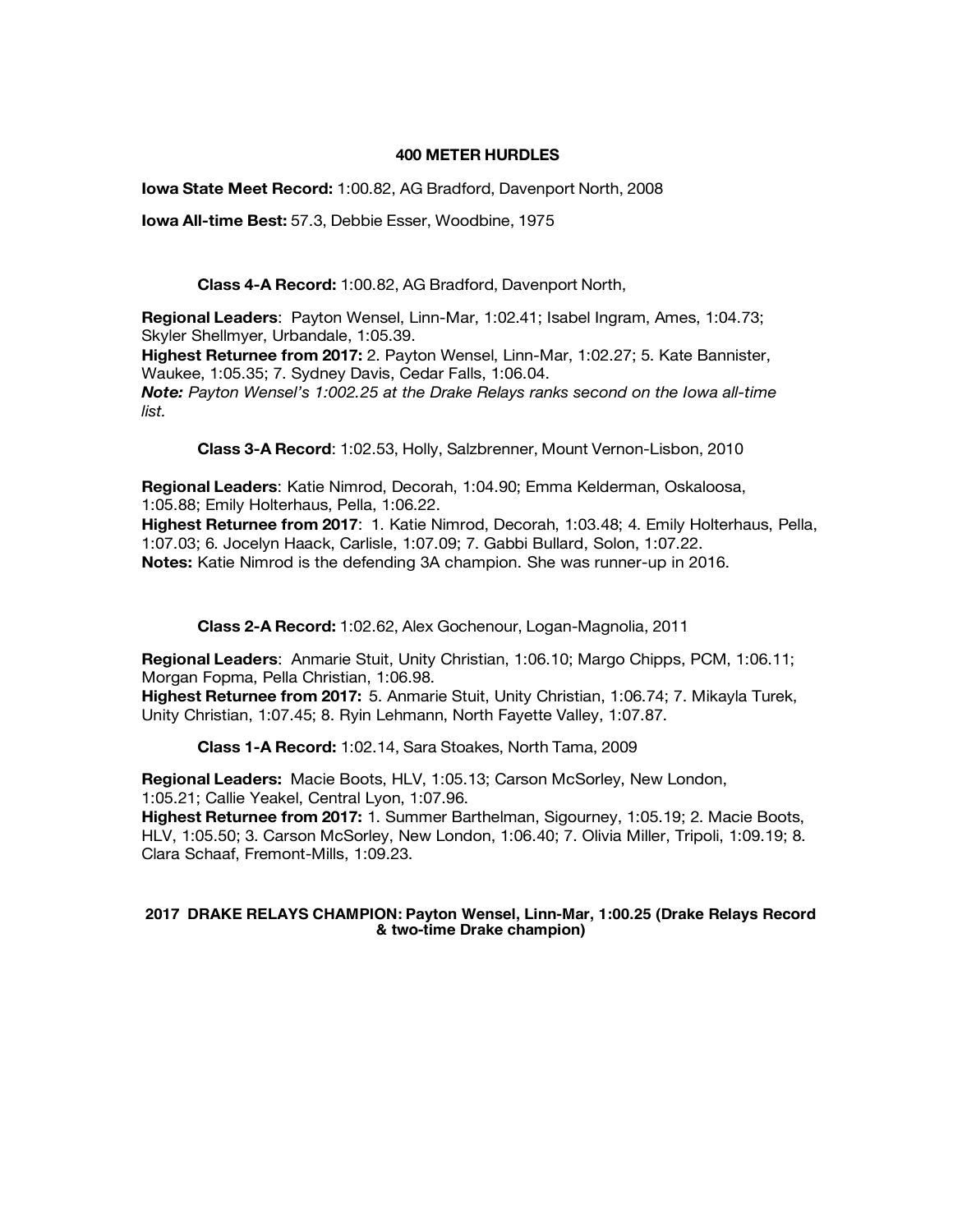## 400 METER HURDLES

**Iowa State Meet Record:** 1:00.82, AG Bradford, Davenport North, 2008

**Iowa All-time Best:** 57.3, Debbie Esser, Woodbine, 1975

### Class 4-A Record: 1:00.82, AG Bradford, Davenport North,

**Regional Leaders**: Payton Wensel, Linn-Mar, 1:02.41; Isabel Ingram, Ames, 1:04.73; Skyler Shellmyer, Urbandale, 1:05.39.
**Highest Returnee from 2017:** 2. Payton Wensel, Linn-Mar, 1:02.27; 5. Kate Bannister, Waukee, 1:05.35; 7. Sydney Davis, Cedar Falls, 1:06.04.
***Note:*** *Payton Wensel's 1:002.25 at the Drake Relays ranks second on the Iowa all-time list.*

### Class 3-A Record: 1:02.53, Holly, Salzbrenner, Mount Vernon-Lisbon, 2010

**Regional Leaders**: Katie Nimrod, Decorah, 1:04.90; Emma Kelderman, Oskaloosa, 1:05.88; Emily Holterhaus, Pella, 1:06.22.
**Highest Returnee from 2017**: 1. Katie Nimrod, Decorah, 1:03.48; 4. Emily Holterhaus, Pella, 1:07.03; 6. Jocelyn Haack, Carlisle, 1:07.09; 7. Gabbi Bullard, Solon, 1:07.22.
**Notes:** Katie Nimrod is the defending 3A champion. She was runner-up in 2016.

### Class 2-A Record: 1:02.62, Alex Gochenour, Logan-Magnolia, 2011

**Regional Leaders**: Anmarie Stuit, Unity Christian, 1:06.10; Margo Chipps, PCM, 1:06.11; Morgan Fopma, Pella Christian, 1:06.98.
**Highest Returnee from 2017:** 5. Anmarie Stuit, Unity Christian, 1:06.74; 7. Mikayla Turek, Unity Christian, 1:07.45; 8. Ryin Lehmann, North Fayette Valley, 1:07.87.

### Class 1-A Record: 1:02.14, Sara Stoakes, North Tama, 2009

**Regional Leaders:** Macie Boots, HLV, 1:05.13; Carson McSorley, New London, 1:05.21; Callie Yeakel, Central Lyon, 1:07.96.
**Highest Returnee from 2017:** 1. Summer Barthelman, Sigourney, 1:05.19; 2. Macie Boots, HLV, 1:05.50; 3. Carson McSorley, New London, 1:06.40; 7. Olivia Miller, Tripoli, 1:09.19; 8. Clara Schaaf, Fremont-Mills, 1:09.23.

**2017 DRAKE RELAYS CHAMPION: Payton Wensel, Linn-Mar, 1:00.25 (Drake Relays Record & two-time Drake champion)**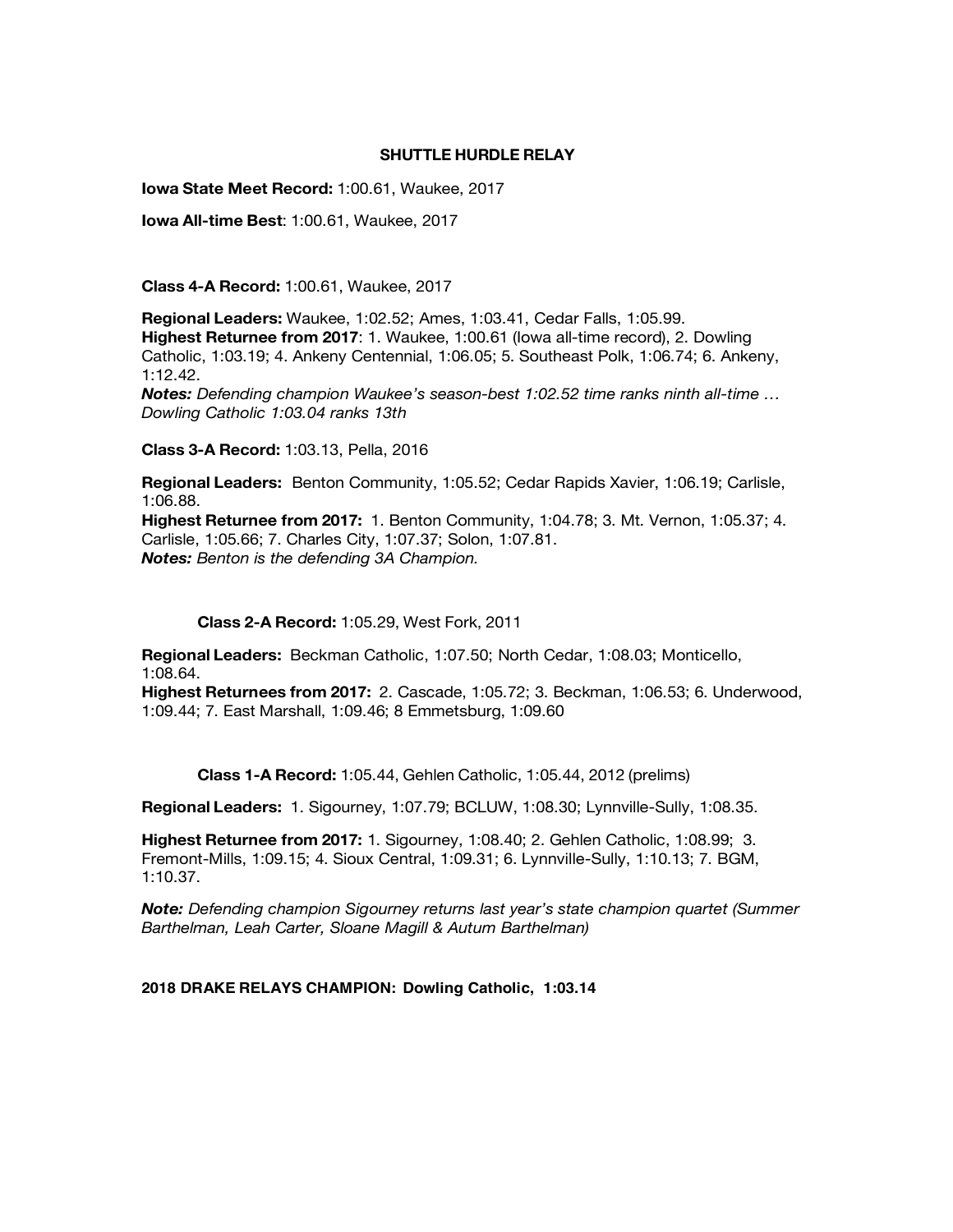## SHUTTLE HURDLE RELAY

**Iowa State Meet Record:** 1:00.61, Waukee, 2017

**Iowa All-time Best**: 1:00.61, Waukee, 2017

**Class 4-A Record:** 1:00.61, Waukee, 2017

**Regional Leaders:** Waukee, 1:02.52; Ames, 1:03.41, Cedar Falls, 1:05.99.
**Highest Returnee from 2017**: 1. Waukee, 1:00.61 (Iowa all-time record), 2. Dowling Catholic, 1:03.19; 4. Ankeny Centennial, 1:06.05; 5. Southeast Polk, 1:06.74; 6. Ankeny, 1:12.42.
***Notes:*** *Defending champion Waukee's season-best 1:02.52 time ranks ninth all-time … Dowling Catholic 1:03.04 ranks 13th*

**Class 3-A Record:** 1:03.13, Pella, 2016

**Regional Leaders:** Benton Community, 1:05.52; Cedar Rapids Xavier, 1:06.19; Carlisle, 1:06.88.
**Highest Returnee from 2017:** 1. Benton Community, 1:04.78; 3. Mt. Vernon, 1:05.37; 4. Carlisle, 1:05.66; 7. Charles City, 1:07.37; Solon, 1:07.81.
***Notes:*** *Benton is the defending 3A Champion.*

**Class 2-A Record:** 1:05.29, West Fork, 2011

**Regional Leaders:** Beckman Catholic, 1:07.50; North Cedar, 1:08.03; Monticello, 1:08.64.
**Highest Returnees from 2017:** 2. Cascade, 1:05.72; 3. Beckman, 1:06.53; 6. Underwood, 1:09.44; 7. East Marshall, 1:09.46; 8 Emmetsburg, 1:09.60

**Class 1-A Record:** 1:05.44, Gehlen Catholic, 1:05.44, 2012 (prelims)

**Regional Leaders:** 1. Sigourney, 1:07.79; BCLUW, 1:08.30; Lynnville-Sully, 1:08.35.

**Highest Returnee from 2017:** 1. Sigourney, 1:08.40; 2. Gehlen Catholic, 1:08.99; 3. Fremont-Mills, 1:09.15; 4. Sioux Central, 1:09.31; 6. Lynnville-Sully, 1:10.13; 7. BGM, 1:10.37.

***Note:*** *Defending champion Sigourney returns last year's state champion quartet (Summer Barthelman, Leah Carter, Sloane Magill & Autum Barthelman)*

**2018 DRAKE RELAYS CHAMPION: Dowling Catholic, 1:03.14**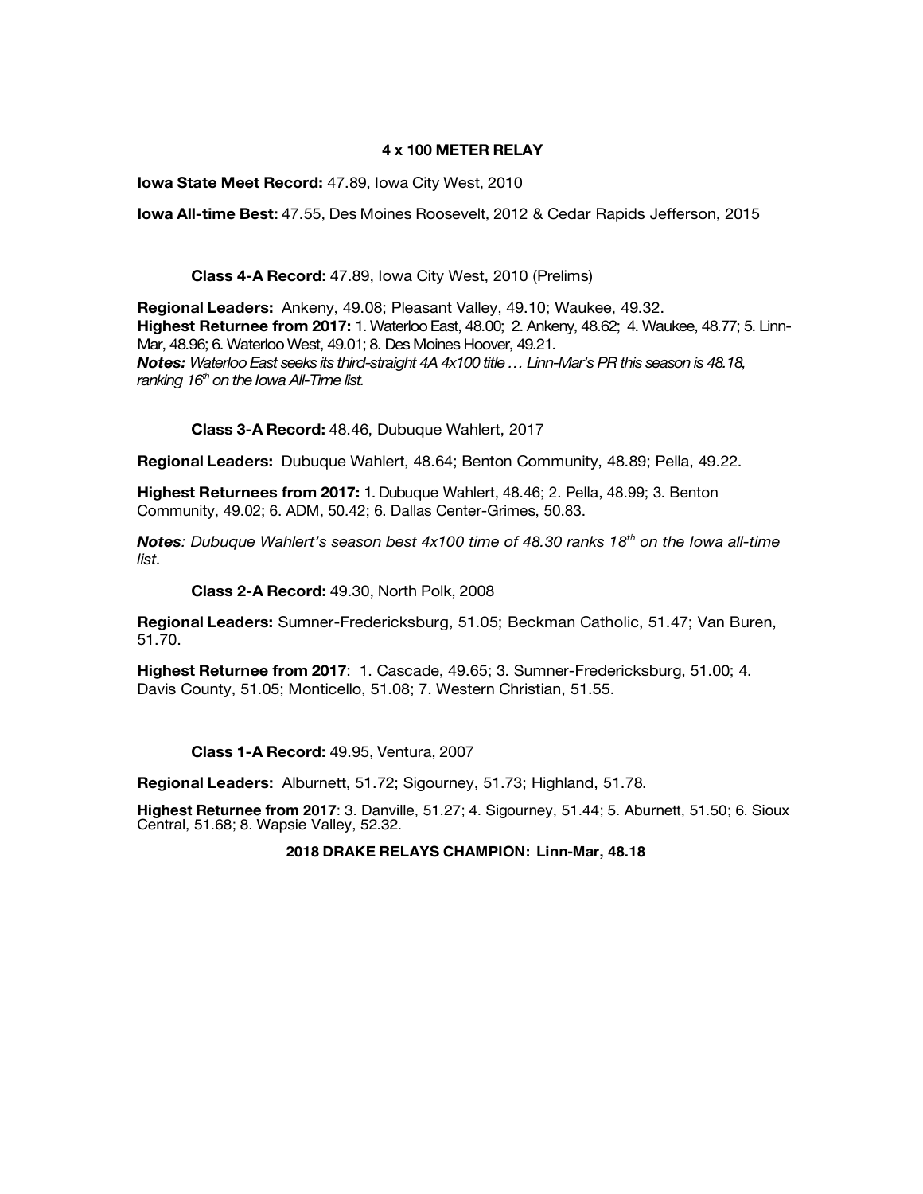# 4 x 100 METER RELAY

**Iowa State Meet Record:** 47.89, Iowa City West, 2010

**Iowa All-time Best:** 47.55, Des Moines Roosevelt, 2012 & Cedar Rapids Jefferson, 2015

## Class 4-A Record: 47.89, Iowa City West, 2010 (Prelims)

**Regional Leaders:** Ankeny, 49.08; Pleasant Valley, 49.10; Waukee, 49.32.
**Highest Returnee from 2017:** 1. Waterloo East, 48.00; 2. Ankeny, 48.62; 4. Waukee, 48.77; 5. Linn-Mar, 48.96; 6. Waterloo West, 49.01; 8. Des Moines Hoover, 49.21.
***Notes:*** *Waterloo East seeks its third-straight 4A 4x100 title … Linn-Mar's PR this season is 48.18, ranking 16th on the Iowa All-Time list.*

## Class 3-A Record: 48.46, Dubuque Wahlert, 2017

**Regional Leaders:** Dubuque Wahlert, 48.64; Benton Community, 48.89; Pella, 49.22.

**Highest Returnees from 2017:** 1. Dubuque Wahlert, 48.46; 2. Pella, 48.99; 3. Benton Community, 49.02; 6. ADM, 50.42; 6. Dallas Center-Grimes, 50.83.

***Notes****: Dubuque Wahlert's season best 4x100 time of 48.30 ranks 18th on the Iowa all-time list.*

## Class 2-A Record: 49.30, North Polk, 2008

**Regional Leaders:** Sumner-Fredericksburg, 51.05; Beckman Catholic, 51.47; Van Buren, 51.70.

**Highest Returnee from 2017**: 1. Cascade, 49.65; 3. Sumner-Fredericksburg, 51.00; 4. Davis County, 51.05; Monticello, 51.08; 7. Western Christian, 51.55.

## Class 1-A Record: 49.95, Ventura, 2007

**Regional Leaders:** Alburnett, 51.72; Sigourney, 51.73; Highland, 51.78.

**Highest Returnee from 2017**: 3. Danville, 51.27; 4. Sigourney, 51.44; 5. Aburnett, 51.50; 6. Sioux Central, 51.68; 8. Wapsie Valley, 52.32.

**2018 DRAKE RELAYS CHAMPION: Linn-Mar, 48.18**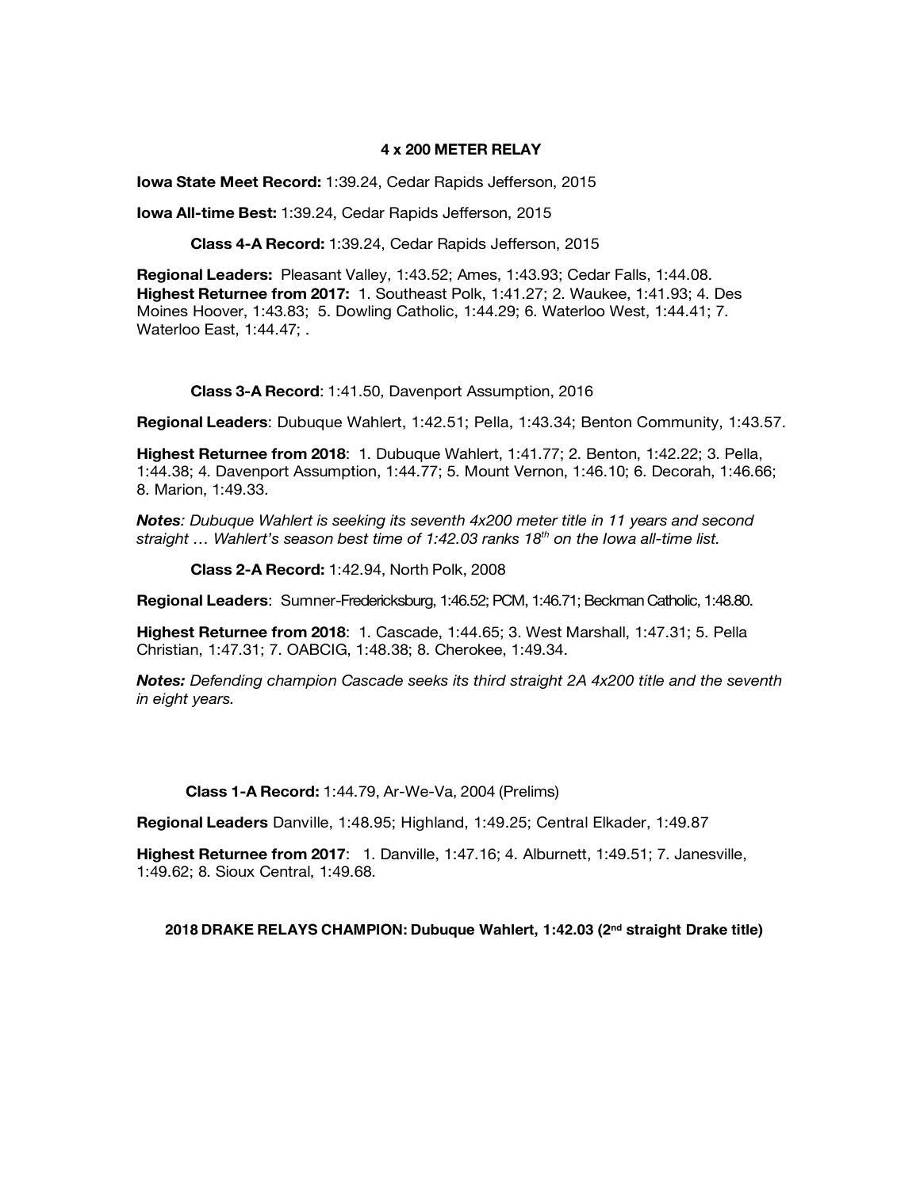## 4 x 200 METER RELAY

**Iowa State Meet Record:** 1:39.24, Cedar Rapids Jefferson, 2015

**Iowa All-time Best:** 1:39.24, Cedar Rapids Jefferson, 2015

**Class 4-A Record:** 1:39.24, Cedar Rapids Jefferson, 2015

**Regional Leaders:** Pleasant Valley, 1:43.52; Ames, 1:43.93; Cedar Falls, 1:44.08.
**Highest Returnee from 2017:** 1. Southeast Polk, 1:41.27; 2. Waukee, 1:41.93; 4. Des Moines Hoover, 1:43.83; 5. Dowling Catholic, 1:44.29; 6. Waterloo West, 1:44.41; 7. Waterloo East, 1:44.47; .

**Class 3-A Record**: 1:41.50, Davenport Assumption, 2016

**Regional Leaders**: Dubuque Wahlert, 1:42.51; Pella, 1:43.34; Benton Community, 1:43.57.

**Highest Returnee from 2018**: 1. Dubuque Wahlert, 1:41.77; 2. Benton, 1:42.22; 3. Pella, 1:44.38; 4. Davenport Assumption, 1:44.77; 5. Mount Vernon, 1:46.10; 6. Decorah, 1:46.66; 8. Marion, 1:49.33.

***Notes****: Dubuque Wahlert is seeking its seventh 4x200 meter title in 11 years and second straight … Wahlert's season best time of 1:42.03 ranks 18th on the Iowa all-time list.*

**Class 2-A Record:** 1:42.94, North Polk, 2008

**Regional Leaders**: Sumner-Fredericksburg, 1:46.52; PCM, 1:46.71; Beckman Catholic, 1:48.80.

**Highest Returnee from 2018**: 1. Cascade, 1:44.65; 3. West Marshall, 1:47.31; 5. Pella Christian, 1:47.31; 7. OABCIG, 1:48.38; 8. Cherokee, 1:49.34.

***Notes:*** *Defending champion Cascade seeks its third straight 2A 4x200 title and the seventh in eight years.*

**Class 1-A Record:** 1:44.79, Ar-We-Va, 2004 (Prelims)

**Regional Leaders** Danville, 1:48.95; Highland, 1:49.25; Central Elkader, 1:49.87

**Highest Returnee from 2017**: 1. Danville, 1:47.16; 4. Alburnett, 1:49.51; 7. Janesville, 1:49.62; 8. Sioux Central, 1:49.68.

**2018 DRAKE RELAYS CHAMPION: Dubuque Wahlert, 1:42.03 (2nd straight Drake title)**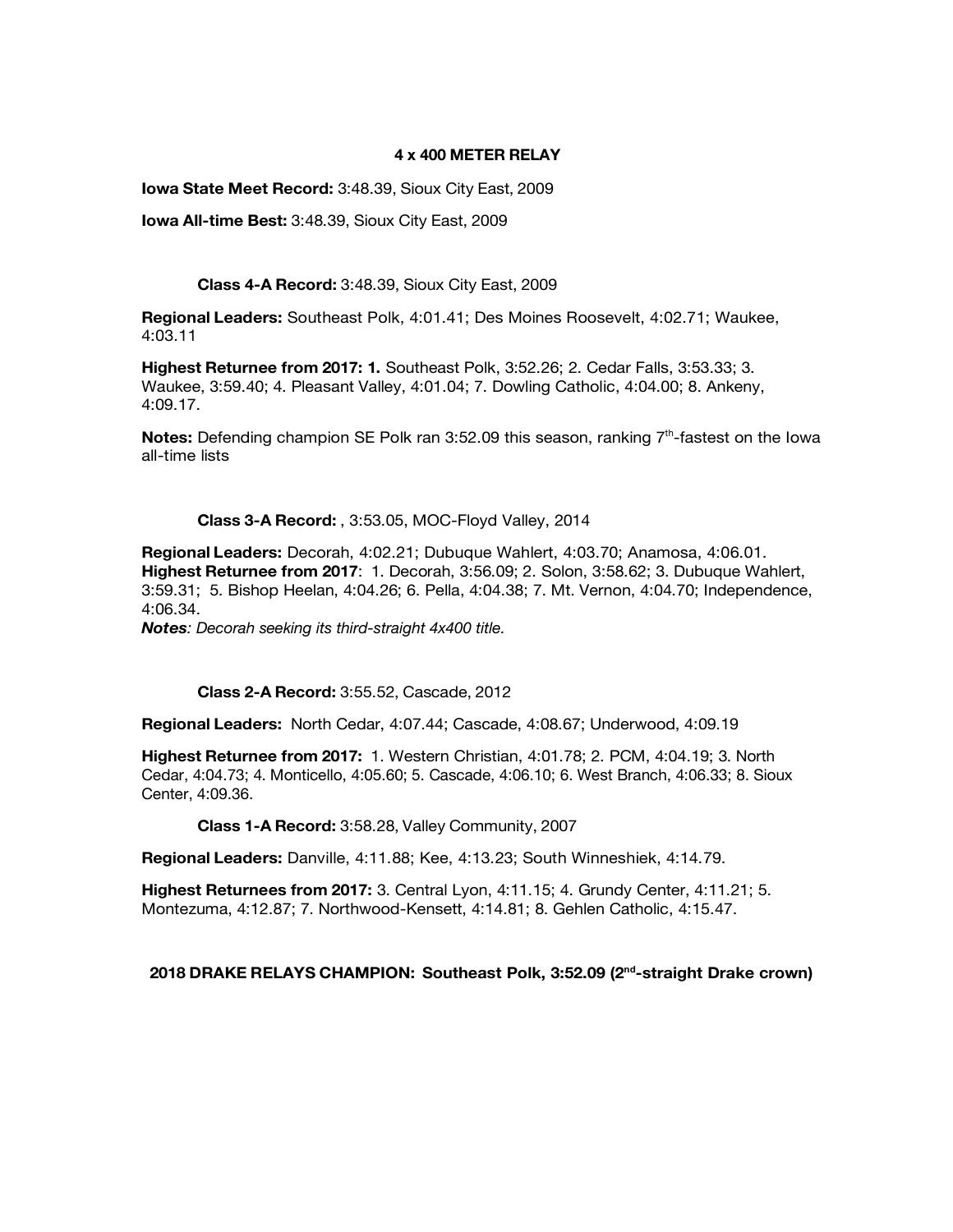## 4 x 400 METER RELAY

**Iowa State Meet Record:** 3:48.39, Sioux City East, 2009

**Iowa All-time Best:** 3:48.39, Sioux City East, 2009

### Class 4-A Record: 3:48.39, Sioux City East, 2009

**Regional Leaders:** Southeast Polk, 4:01.41; Des Moines Roosevelt, 4:02.71; Waukee, 4:03.11

**Highest Returnee from 2017: 1.** Southeast Polk, 3:52.26; 2. Cedar Falls, 3:53.33; 3. Waukee, 3:59.40; 4. Pleasant Valley, 4:01.04; 7. Dowling Catholic, 4:04.00; 8. Ankeny, 4:09.17.

**Notes:** Defending champion SE Polk ran 3:52.09 this season, ranking 7th-fastest on the Iowa all-time lists

### Class 3-A Record: , 3:53.05, MOC-Floyd Valley, 2014

**Regional Leaders:** Decorah, 4:02.21; Dubuque Wahlert, 4:03.70; Anamosa, 4:06.01.
**Highest Returnee from 2017**: 1. Decorah, 3:56.09; 2. Solon, 3:58.62; 3. Dubuque Wahlert, 3:59.31; 5. Bishop Heelan, 4:04.26; 6. Pella, 4:04.38; 7. Mt. Vernon, 4:04.70; Independence, 4:06.34.
***Notes****: Decorah seeking its third-straight 4x400 title.*

### Class 2-A Record: 3:55.52, Cascade, 2012

**Regional Leaders:** North Cedar, 4:07.44; Cascade, 4:08.67; Underwood, 4:09.19

**Highest Returnee from 2017:** 1. Western Christian, 4:01.78; 2. PCM, 4:04.19; 3. North Cedar, 4:04.73; 4. Monticello, 4:05.60; 5. Cascade, 4:06.10; 6. West Branch, 4:06.33; 8. Sioux Center, 4:09.36.

### Class 1-A Record: 3:58.28, Valley Community, 2007

**Regional Leaders:** Danville, 4:11.88; Kee, 4:13.23; South Winneshiek, 4:14.79.

**Highest Returnees from 2017:** 3. Central Lyon, 4:11.15; 4. Grundy Center, 4:11.21; 5. Montezuma, 4:12.87; 7. Northwood-Kensett, 4:14.81; 8. Gehlen Catholic, 4:15.47.

**2018 DRAKE RELAYS CHAMPION: Southeast Polk, 3:52.09 (2nd-straight Drake crown)**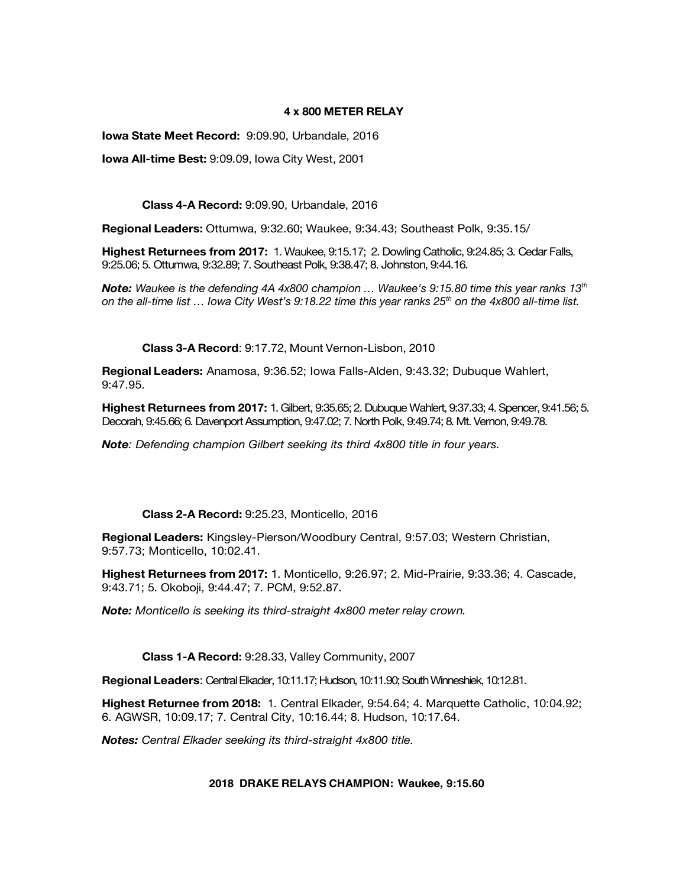## 4 x 800 METER RELAY

**Iowa State Meet Record:** 9:09.90, Urbandale, 2016

**Iowa All-time Best:** 9:09.09, Iowa City West, 2001

### Class 4-A Record: 9:09.90, Urbandale, 2016

**Regional Leaders:** Ottumwa, 9:32.60; Waukee, 9:34.43; Southeast Polk, 9:35.15/

**Highest Returnees from 2017:** 1. Waukee, 9:15.17; 2. Dowling Catholic, 9:24.85; 3. Cedar Falls, 9:25.06; 5. Ottumwa, 9:32.89; 7. Southeast Polk, 9:38.47; 8. Johnston, 9:44.16.

***Note:*** *Waukee is the defending 4A 4x800 champion … Waukee's 9:15.80 time this year ranks 13th on the all-time list … Iowa City West's 9:18.22 time this year ranks 25th on the 4x800 all-time list.*

### Class 3-A Record: 9:17.72, Mount Vernon-Lisbon, 2010

**Regional Leaders:** Anamosa, 9:36.52; Iowa Falls-Alden, 9:43.32; Dubuque Wahlert, 9:47.95.

**Highest Returnees from 2017:** 1. Gilbert, 9:35.65; 2. Dubuque Wahlert, 9:37.33; 4. Spencer, 9:41.56; 5. Decorah, 9:45.66; 6. Davenport Assumption, 9:47.02; 7. North Polk, 9:49.74; 8. Mt. Vernon, 9:49.78.

***Note****: Defending champion Gilbert seeking its third 4x800 title in four years.*

### Class 2-A Record: 9:25.23, Monticello, 2016

**Regional Leaders:** Kingsley-Pierson/Woodbury Central, 9:57.03; Western Christian, 9:57.73; Monticello, 10:02.41.

**Highest Returnees from 2017:** 1. Monticello, 9:26.97; 2. Mid-Prairie, 9:33.36; 4. Cascade, 9:43.71; 5. Okoboji, 9:44.47; 7. PCM, 9:52.87.

***Note:*** *Monticello is seeking its third-straight 4x800 meter relay crown.*

### Class 1-A Record: 9:28.33, Valley Community, 2007

**Regional Leaders**: Central Elkader, 10:11.17; Hudson, 10:11.90; South Winneshiek, 10:12.81.

**Highest Returnee from 2018:** 1. Central Elkader, 9:54.64; 4. Marquette Catholic, 10:04.92; 6. AGWSR, 10:09.17; 7. Central City, 10:16.44; 8. Hudson, 10:17.64.

***Notes:*** *Central Elkader seeking its third-straight 4x800 title.*

**2018 DRAKE RELAYS CHAMPION: Waukee, 9:15.60**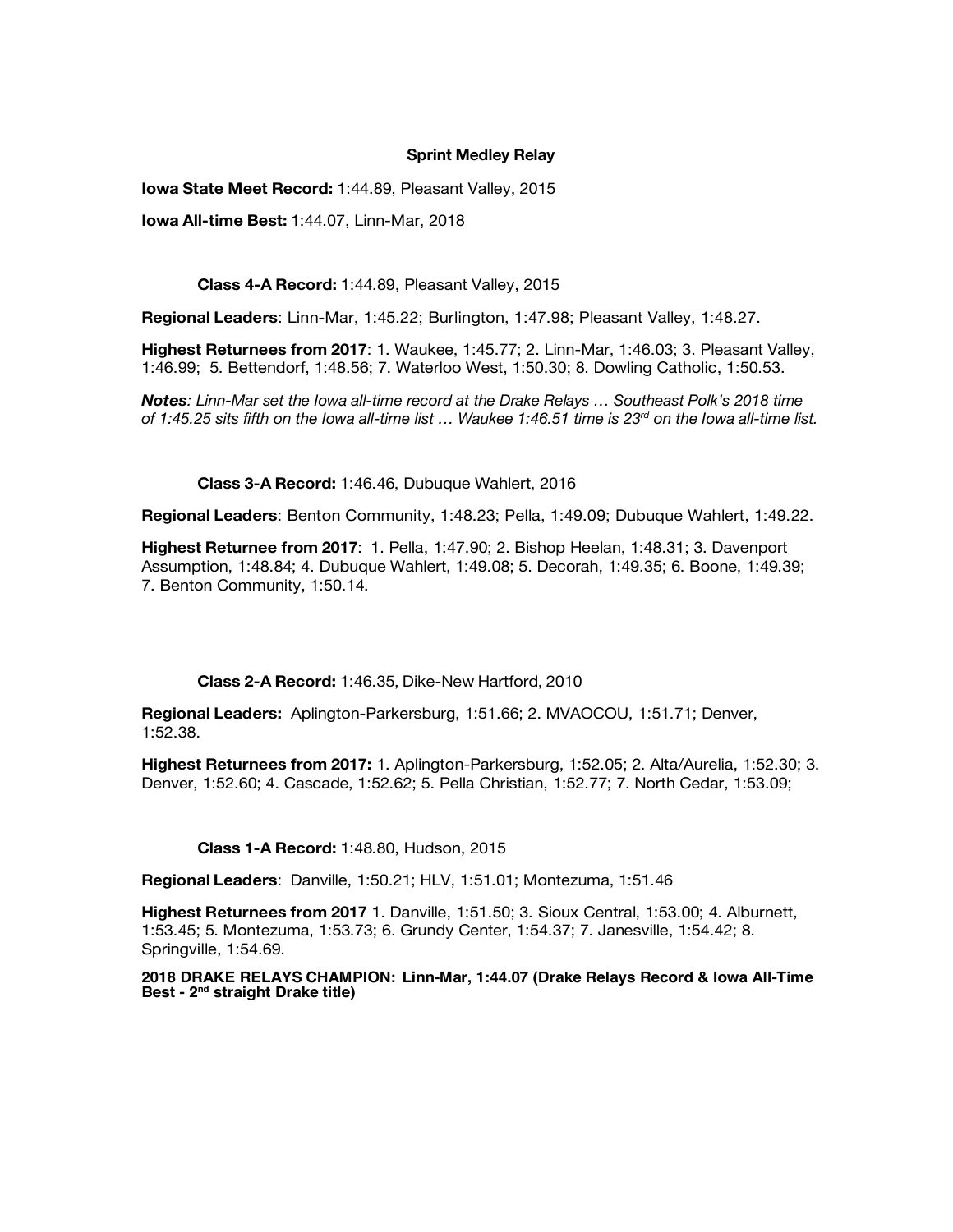## Sprint Medley Relay

**Iowa State Meet Record:** 1:44.89, Pleasant Valley, 2015

**Iowa All-time Best:** 1:44.07, Linn-Mar, 2018

### Class 4-A Record: 1:44.89, Pleasant Valley, 2015

**Regional Leaders**: Linn-Mar, 1:45.22; Burlington, 1:47.98; Pleasant Valley, 1:48.27.

**Highest Returnees from 2017**: 1. Waukee, 1:45.77; 2. Linn-Mar, 1:46.03; 3. Pleasant Valley, 1:46.99; 5. Bettendorf, 1:48.56; 7. Waterloo West, 1:50.30; 8. Dowling Catholic, 1:50.53.

***Notes**: Linn-Mar set the Iowa all-time record at the Drake Relays … Southeast Polk's 2018 time of 1:45.25 sits fifth on the Iowa all-time list … Waukee 1:46.51 time is 23rd on the Iowa all-time list.*

### Class 3-A Record: 1:46.46, Dubuque Wahlert, 2016

**Regional Leaders**: Benton Community, 1:48.23; Pella, 1:49.09; Dubuque Wahlert, 1:49.22.

**Highest Returnee from 2017**: 1. Pella, 1:47.90; 2. Bishop Heelan, 1:48.31; 3. Davenport Assumption, 1:48.84; 4. Dubuque Wahlert, 1:49.08; 5. Decorah, 1:49.35; 6. Boone, 1:49.39; 7. Benton Community, 1:50.14.

### Class 2-A Record: 1:46.35, Dike-New Hartford, 2010

**Regional Leaders:** Aplington-Parkersburg, 1:51.66; 2. MVAOCOU, 1:51.71; Denver, 1:52.38.

**Highest Returnees from 2017:** 1. Aplington-Parkersburg, 1:52.05; 2. Alta/Aurelia, 1:52.30; 3. Denver, 1:52.60; 4. Cascade, 1:52.62; 5. Pella Christian, 1:52.77; 7. North Cedar, 1:53.09;

### Class 1-A Record: 1:48.80, Hudson, 2015

**Regional Leaders**: Danville, 1:50.21; HLV, 1:51.01; Montezuma, 1:51.46

**Highest Returnees from 2017** 1. Danville, 1:51.50; 3. Sioux Central, 1:53.00; 4. Alburnett, 1:53.45; 5. Montezuma, 1:53.73; 6. Grundy Center, 1:54.37; 7. Janesville, 1:54.42; 8. Springville, 1:54.69.

**2018 DRAKE RELAYS CHAMPION: Linn-Mar, 1:44.07 (Drake Relays Record & Iowa All-Time Best - 2nd straight Drake title)**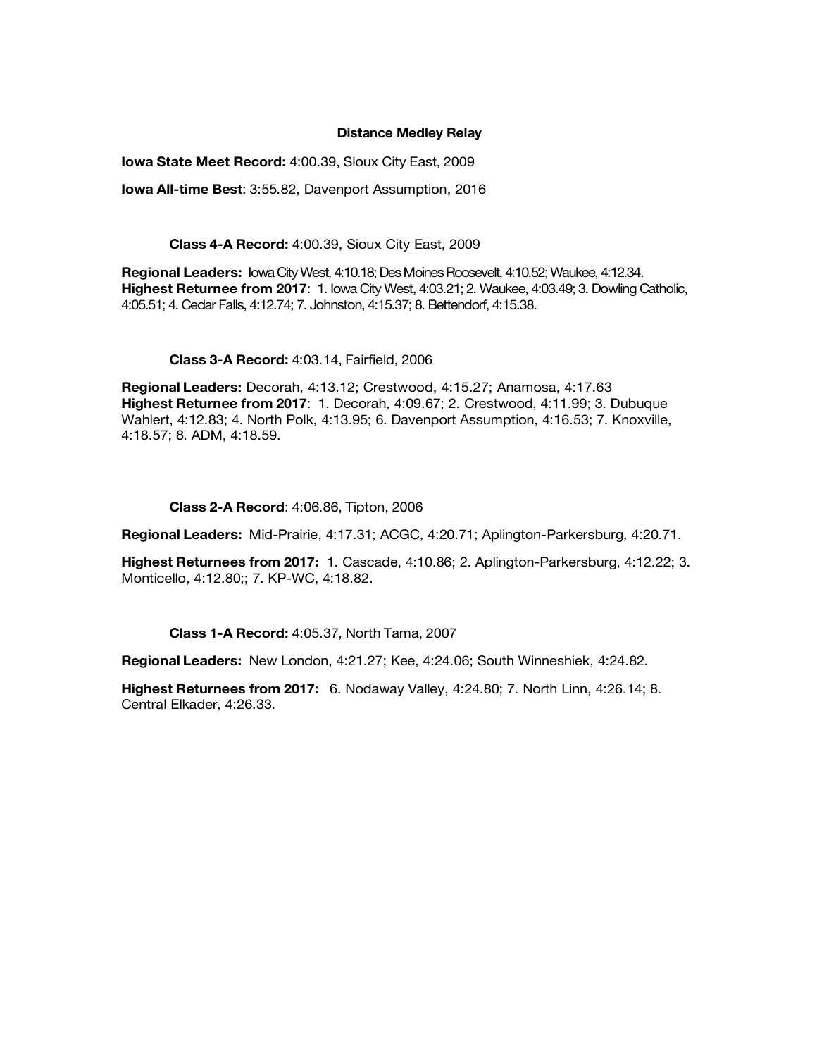**Distance Medley Relay**

**Iowa State Meet Record:** 4:00.39, Sioux City East, 2009

**Iowa All-time Best**: 3:55.82, Davenport Assumption, 2016

**Class 4-A Record:** 4:00.39, Sioux City East, 2009

**Regional Leaders:** Iowa City West, 4:10.18; Des Moines Roosevelt, 4:10.52; Waukee, 4:12.34.
**Highest Returnee from 2017**: 1. Iowa City West, 4:03.21; 2. Waukee, 4:03.49; 3. Dowling Catholic, 4:05.51; 4. Cedar Falls, 4:12.74; 7. Johnston, 4:15.37; 8. Bettendorf, 4:15.38.

**Class 3-A Record:** 4:03.14, Fairfield, 2006

**Regional Leaders:** Decorah, 4:13.12; Crestwood, 4:15.27; Anamosa, 4:17.63
**Highest Returnee from 2017**: 1. Decorah, 4:09.67; 2. Crestwood, 4:11.99; 3. Dubuque Wahlert, 4:12.83; 4. North Polk, 4:13.95; 6. Davenport Assumption, 4:16.53; 7. Knoxville, 4:18.57; 8. ADM, 4:18.59.

**Class 2-A Record**: 4:06.86, Tipton, 2006

**Regional Leaders:** Mid-Prairie, 4:17.31; ACGC, 4:20.71; Aplington-Parkersburg, 4:20.71.

**Highest Returnees from 2017:** 1. Cascade, 4:10.86; 2. Aplington-Parkersburg, 4:12.22; 3. Monticello, 4:12.80;; 7. KP-WC, 4:18.82.

**Class 1-A Record:** 4:05.37, North Tama, 2007

**Regional Leaders:** New London, 4:21.27; Kee, 4:24.06; South Winneshiek, 4:24.82.

**Highest Returnees from 2017:** 6. Nodaway Valley, 4:24.80; 7. North Linn, 4:26.14; 8. Central Elkader, 4:26.33.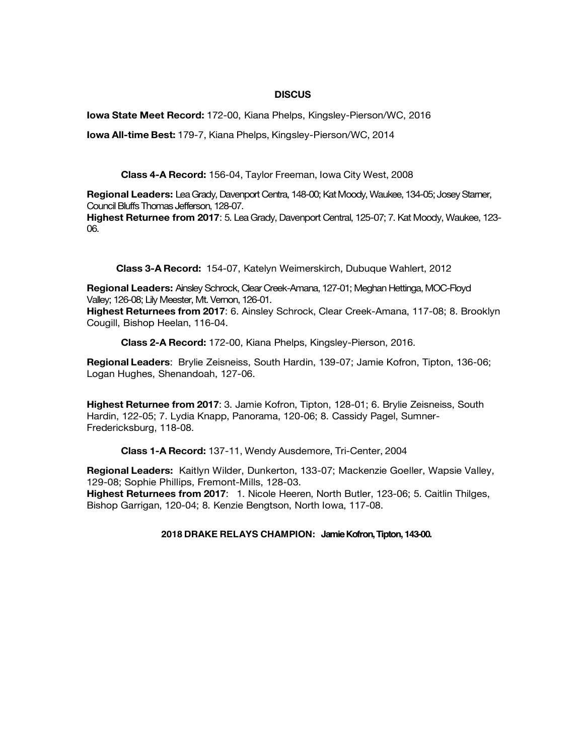## DISCUS

**Iowa State Meet Record:** 172-00, Kiana Phelps, Kingsley-Pierson/WC, 2016

**Iowa All-time Best:** 179-7, Kiana Phelps, Kingsley-Pierson/WC, 2014

**Class 4-A Record:** 156-04, Taylor Freeman, Iowa City West, 2008

**Regional Leaders:** Lea Grady, Davenport Centra, 148-00; Kat Moody, Waukee, 134-05; Josey Starner, Council Bluffs Thomas Jefferson, 128-07.
**Highest Returnee from 2017**: 5. Lea Grady, Davenport Central, 125-07; 7. Kat Moody, Waukee, 123-06.

**Class 3-A Record:** 154-07, Katelyn Weimerskirch, Dubuque Wahlert, 2012

**Regional Leaders:** Ainsley Schrock, Clear Creek-Amana, 127-01; Meghan Hettinga, MOC-Floyd Valley; 126-08; Lily Meester, Mt. Vernon, 126-01.
**Highest Returnees from 2017**: 6. Ainsley Schrock, Clear Creek-Amana, 117-08; 8. Brooklyn Cougill, Bishop Heelan, 116-04.

**Class 2-A Record:** 172-00, Kiana Phelps, Kingsley-Pierson, 2016.

**Regional Leaders**: Brylie Zeisneiss, South Hardin, 139-07; Jamie Kofron, Tipton, 136-06; Logan Hughes, Shenandoah, 127-06.

**Highest Returnee from 2017**: 3. Jamie Kofron, Tipton, 128-01; 6. Brylie Zeisneiss, South Hardin, 122-05; 7. Lydia Knapp, Panorama, 120-06; 8. Cassidy Pagel, Sumner-Fredericksburg, 118-08.

**Class 1-A Record:** 137-11, Wendy Ausdemore, Tri-Center, 2004

**Regional Leaders:** Kaitlyn Wilder, Dunkerton, 133-07; Mackenzie Goeller, Wapsie Valley, 129-08; Sophie Phillips, Fremont-Mills, 128-03.
**Highest Returnees from 2017**: 1. Nicole Heeren, North Butler, 123-06; 5. Caitlin Thilges, Bishop Garrigan, 120-04; 8. Kenzie Bengtson, North Iowa, 117-08.

**2018 DRAKE RELAYS CHAMPION: Jamie Kofron, Tipton, 143-00.**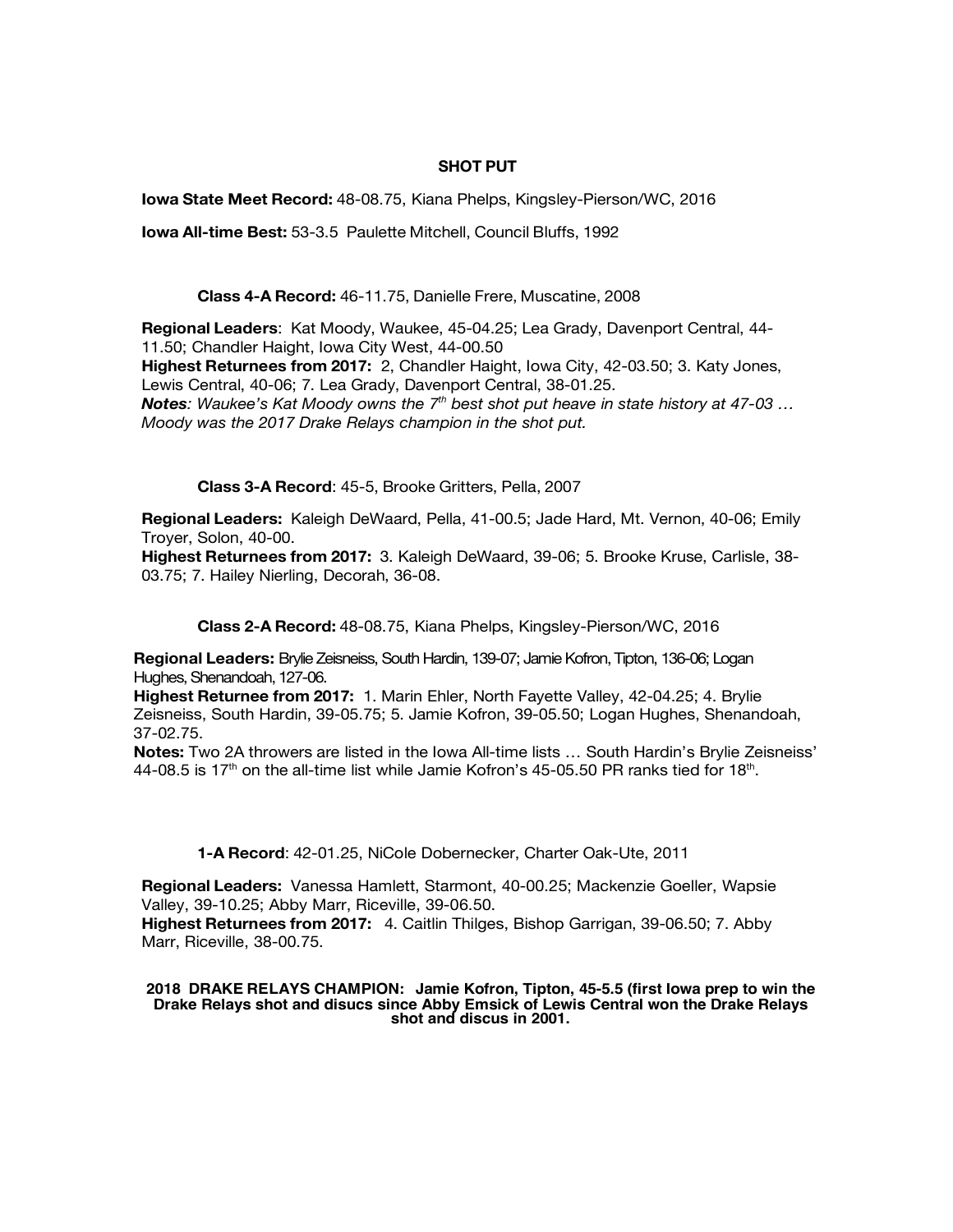## SHOT PUT

**Iowa State Meet Record:** 48-08.75, Kiana Phelps, Kingsley-Pierson/WC, 2016

**Iowa All-time Best:** 53-3.5 Paulette Mitchell, Council Bluffs, 1992

### Class 4-A Record: 46-11.75, Danielle Frere, Muscatine, 2008

**Regional Leaders**: Kat Moody, Waukee, 45-04.25; Lea Grady, Davenport Central, 44-11.50; Chandler Haight, Iowa City West, 44-00.50
**Highest Returnees from 2017:** 2, Chandler Haight, Iowa City, 42-03.50; 3. Katy Jones, Lewis Central, 40-06; 7. Lea Grady, Davenport Central, 38-01.25.
***Notes****: Waukee's Kat Moody owns the 7th best shot put heave in state history at 47-03 … Moody was the 2017 Drake Relays champion in the shot put.*

### Class 3-A Record: 45-5, Brooke Gritters, Pella, 2007

**Regional Leaders:** Kaleigh DeWaard, Pella, 41-00.5; Jade Hard, Mt. Vernon, 40-06; Emily Troyer, Solon, 40-00.
**Highest Returnees from 2017:** 3. Kaleigh DeWaard, 39-06; 5. Brooke Kruse, Carlisle, 38-03.75; 7. Hailey Nierling, Decorah, 36-08.

### Class 2-A Record: 48-08.75, Kiana Phelps, Kingsley-Pierson/WC, 2016

**Regional Leaders:** Brylie Zeisneiss, South Hardin, 139-07; Jamie Kofron, Tipton, 136-06; Logan Hughes, Shenandoah, 127-06.
**Highest Returnee from 2017:** 1. Marin Ehler, North Fayette Valley, 42-04.25; 4. Brylie Zeisneiss, South Hardin, 39-05.75; 5. Jamie Kofron, 39-05.50; Logan Hughes, Shenandoah, 37-02.75.
**Notes:** Two 2A throwers are listed in the Iowa All-time lists … South Hardin's Brylie Zeisneiss' 44-08.5 is 17th on the all-time list while Jamie Kofron's 45-05.50 PR ranks tied for 18th.

### 1-A Record: 42-01.25, NiCole Dobernecker, Charter Oak-Ute, 2011

**Regional Leaders:** Vanessa Hamlett, Starmont, 40-00.25; Mackenzie Goeller, Wapsie Valley, 39-10.25; Abby Marr, Riceville, 39-06.50.
**Highest Returnees from 2017:** 4. Caitlin Thilges, Bishop Garrigan, 39-06.50; 7. Abby Marr, Riceville, 38-00.75.

**2018 DRAKE RELAYS CHAMPION: Jamie Kofron, Tipton, 45-5.5 (first Iowa prep to win the Drake Relays shot and disucs since Abby Emsick of Lewis Central won the Drake Relays shot and discus in 2001.**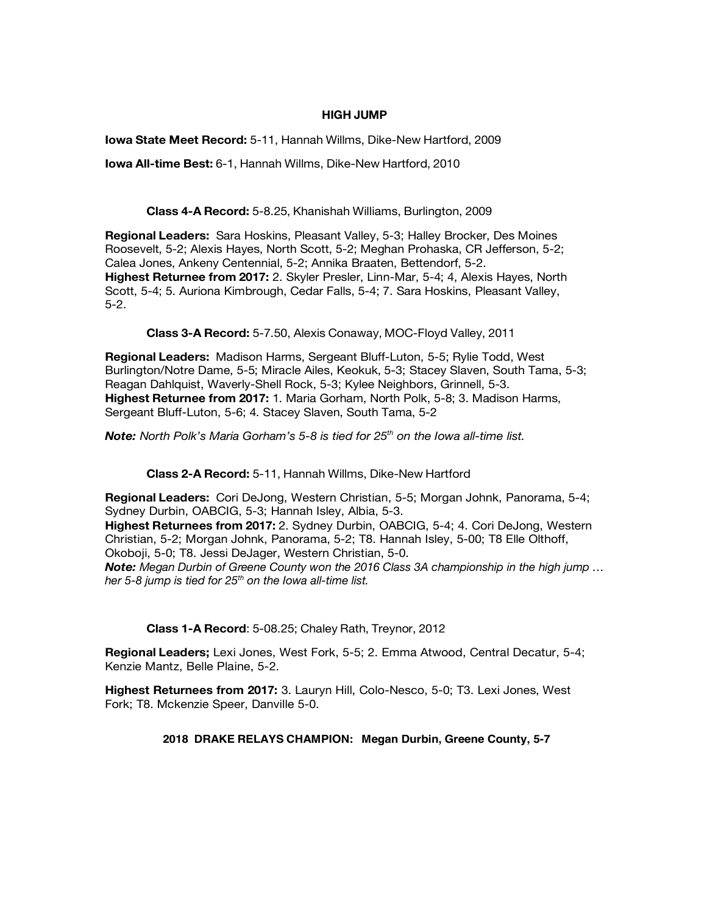# HIGH JUMP

**Iowa State Meet Record:** 5-11, Hannah Willms, Dike-New Hartford, 2009

**Iowa All-time Best:** 6-1, Hannah Willms, Dike-New Hartford, 2010

**Class 4-A Record:** 5-8.25, Khanishah Williams, Burlington, 2009

**Regional Leaders:** Sara Hoskins, Pleasant Valley, 5-3; Halley Brocker, Des Moines Roosevelt, 5-2; Alexis Hayes, North Scott, 5-2; Meghan Prohaska, CR Jefferson, 5-2; Calea Jones, Ankeny Centennial, 5-2; Annika Braaten, Bettendorf, 5-2.
**Highest Returnee from 2017:** 2. Skyler Presler, Linn-Mar, 5-4; 4, Alexis Hayes, North Scott, 5-4; 5. Auriona Kimbrough, Cedar Falls, 5-4; 7. Sara Hoskins, Pleasant Valley, 5-2.

**Class 3-A Record:** 5-7.50, Alexis Conaway, MOC-Floyd Valley, 2011

**Regional Leaders:** Madison Harms, Sergeant Bluff-Luton, 5-5; Rylie Todd, West Burlington/Notre Dame, 5-5; Miracle Ailes, Keokuk, 5-3; Stacey Slaven, South Tama, 5-3; Reagan Dahlquist, Waverly-Shell Rock, 5-3; Kylee Neighbors, Grinnell, 5-3.
**Highest Returnee from 2017:** 1. Maria Gorham, North Polk, 5-8; 3. Madison Harms, Sergeant Bluff-Luton, 5-6; 4. Stacey Slaven, South Tama, 5-2

***Note:*** *North Polk's Maria Gorham's 5-8 is tied for 25th on the Iowa all-time list.*

**Class 2-A Record:** 5-11, Hannah Willms, Dike-New Hartford

**Regional Leaders:** Cori DeJong, Western Christian, 5-5; Morgan Johnk, Panorama, 5-4; Sydney Durbin, OABCIG, 5-3; Hannah Isley, Albia, 5-3.
**Highest Returnees from 2017:** 2. Sydney Durbin, OABCIG, 5-4; 4. Cori DeJong, Western Christian, 5-2; Morgan Johnk, Panorama, 5-2; T8. Hannah Isley, 5-00; T8 Elle Olthoff, Okoboji, 5-0; T8. Jessi DeJager, Western Christian, 5-0.
***Note:*** *Megan Durbin of Greene County won the 2016 Class 3A championship in the high jump … her 5-8 jump is tied for 25th on the Iowa all-time list.*

**Class 1-A Record**: 5-08.25; Chaley Rath, Treynor, 2012

**Regional Leaders;** Lexi Jones, West Fork, 5-5; 2. Emma Atwood, Central Decatur, 5-4; Kenzie Mantz, Belle Plaine, 5-2.

**Highest Returnees from 2017:** 3. Lauryn Hill, Colo-Nesco, 5-0; T3. Lexi Jones, West Fork; T8. Mckenzie Speer, Danville 5-0.

**2018 DRAKE RELAYS CHAMPION: Megan Durbin, Greene County, 5-7**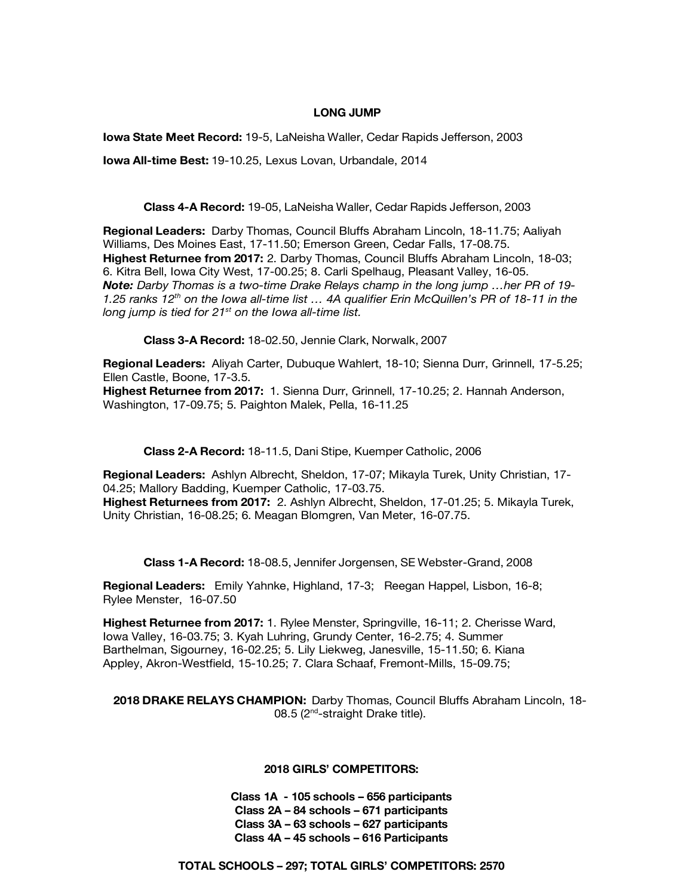## LONG JUMP

**Iowa State Meet Record:** 19-5, LaNeisha Waller, Cedar Rapids Jefferson, 2003

**Iowa All-time Best:** 19-10.25, Lexus Lovan, Urbandale, 2014

**Class 4-A Record:** 19-05, LaNeisha Waller, Cedar Rapids Jefferson, 2003

**Regional Leaders:** Darby Thomas, Council Bluffs Abraham Lincoln, 18-11.75; Aaliyah Williams, Des Moines East, 17-11.50; Emerson Green, Cedar Falls, 17-08.75.
**Highest Returnee from 2017:** 2. Darby Thomas, Council Bluffs Abraham Lincoln, 18-03; 6. Kitra Bell, Iowa City West, 17-00.25; 8. Carli Spelhaug, Pleasant Valley, 16-05.
***Note:*** *Darby Thomas is a two-time Drake Relays champ in the long jump …her PR of 19-1.25 ranks 12th on the Iowa all-time list … 4A qualifier Erin McQuillen's PR of 18-11 in the long jump is tied for 21st on the Iowa all-time list.*

**Class 3-A Record:** 18-02.50, Jennie Clark, Norwalk, 2007

**Regional Leaders:** Aliyah Carter, Dubuque Wahlert, 18-10; Sienna Durr, Grinnell, 17-5.25; Ellen Castle, Boone, 17-3.5.
**Highest Returnee from 2017:** 1. Sienna Durr, Grinnell, 17-10.25; 2. Hannah Anderson, Washington, 17-09.75; 5. Paighton Malek, Pella, 16-11.25

**Class 2-A Record:** 18-11.5, Dani Stipe, Kuemper Catholic, 2006

**Regional Leaders:** Ashlyn Albrecht, Sheldon, 17-07; Mikayla Turek, Unity Christian, 17-04.25; Mallory Badding, Kuemper Catholic, 17-03.75.
**Highest Returnees from 2017:** 2. Ashlyn Albrecht, Sheldon, 17-01.25; 5. Mikayla Turek, Unity Christian, 16-08.25; 6. Meagan Blomgren, Van Meter, 16-07.75.

**Class 1-A Record:** 18-08.5, Jennifer Jorgensen, SE Webster-Grand, 2008

**Regional Leaders:** Emily Yahnke, Highland, 17-3; Reegan Happel, Lisbon, 16-8; Rylee Menster, 16-07.50

**Highest Returnee from 2017:** 1. Rylee Menster, Springville, 16-11; 2. Cherisse Ward, Iowa Valley, 16-03.75; 3. Kyah Luhring, Grundy Center, 16-2.75; 4. Summer Barthelman, Sigourney, 16-02.25; 5. Lily Liekweg, Janesville, 15-11.50; 6. Kiana Appley, Akron-Westfield, 15-10.25; 7. Clara Schaaf, Fremont-Mills, 15-09.75;

**2018 DRAKE RELAYS CHAMPION:** Darby Thomas, Council Bluffs Abraham Lincoln, 18-08.5 (2nd-straight Drake title).

**2018 GIRLS' COMPETITORS:**

**Class 1A - 105 schools – 656 participants**
**Class 2A – 84 schools – 671 participants**
**Class 3A – 63 schools – 627 participants**
**Class 4A – 45 schools – 616 Participants**

**TOTAL SCHOOLS – 297; TOTAL GIRLS' COMPETITORS: 2570**